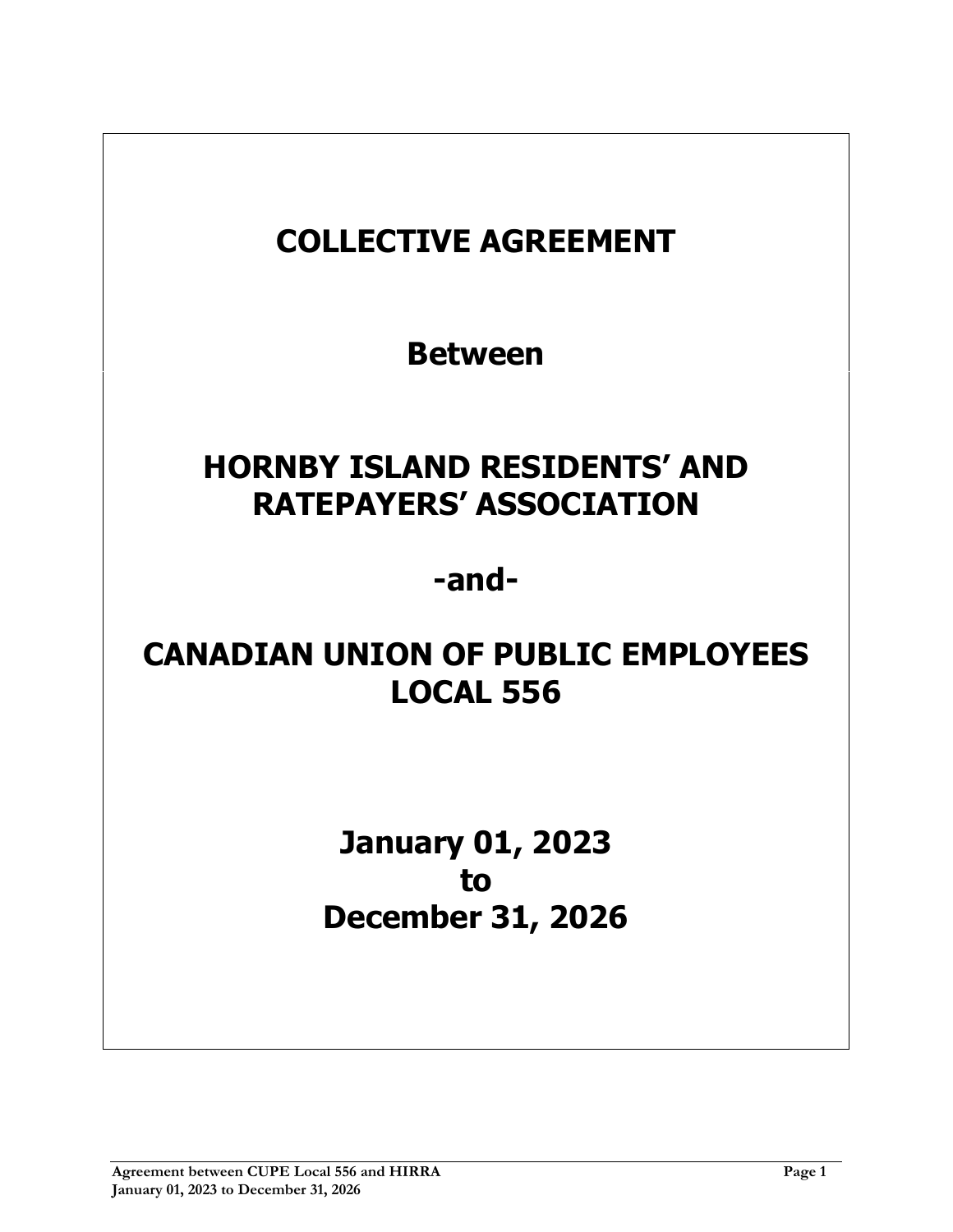# COLLECTIVE AGREEMENT

## Between

# HORNBY ISLAND RESIDENTS' AND RATEPAYERS' ASSOCIATION

## -and-

# CANADIAN UNION OF PUBLIC EMPLOYEES LOCAL 556

## January 01, 2023
## to
## December 31, 2026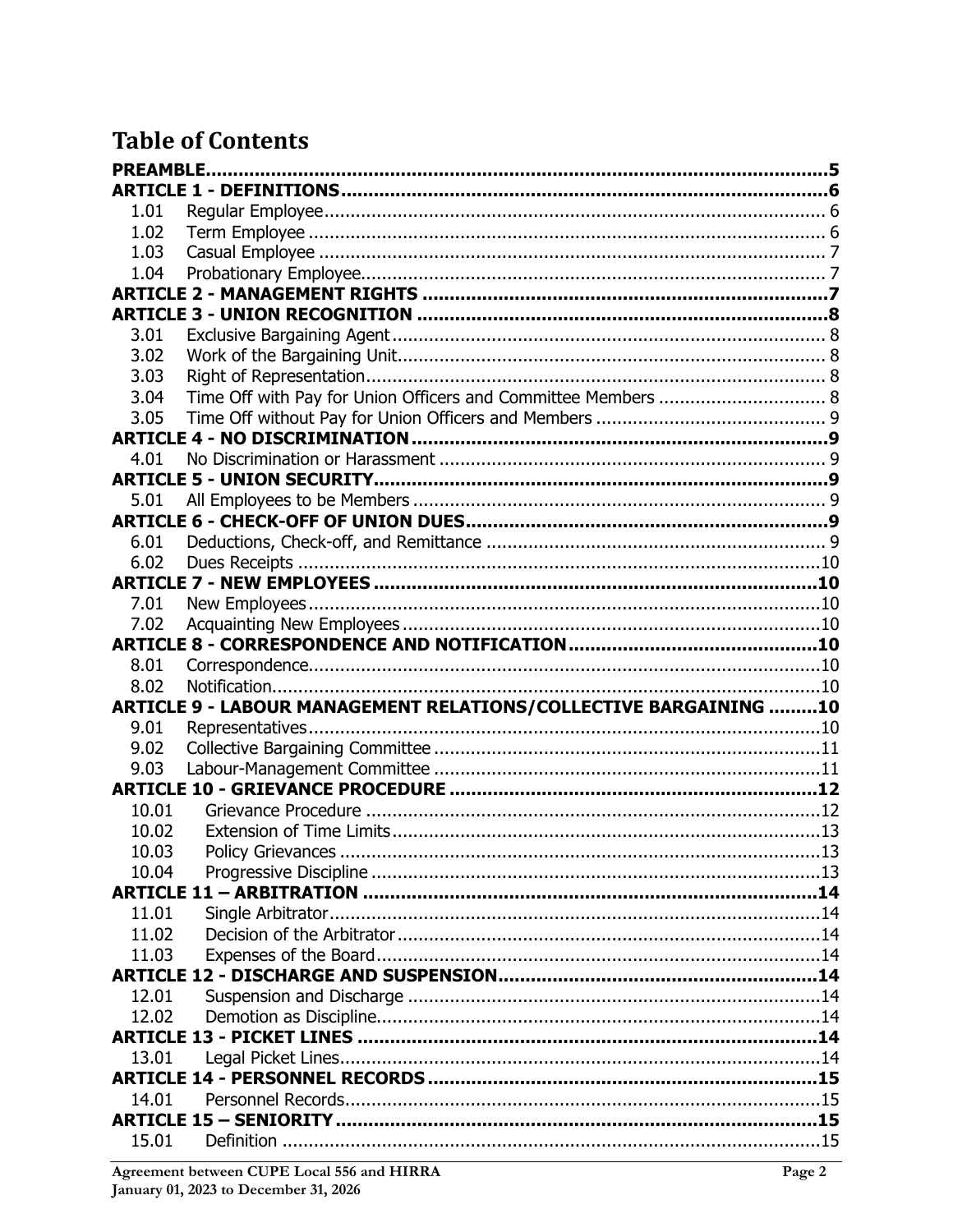# Table of Contents

**PREAMBLE** ..... **5**

**ARTICLE 1 - DEFINITIONS** ..... **6**

- 1.01 Regular Employee ..... 6
- 1.02 Term Employee ..... 6
- 1.03 Casual Employee ..... 7
- 1.04 Probationary Employee ..... 7

**ARTICLE 2 - MANAGEMENT RIGHTS** ..... **7**

**ARTICLE 3 - UNION RECOGNITION** ..... **8**

- 3.01 Exclusive Bargaining Agent ..... 8
- 3.02 Work of the Bargaining Unit ..... 8
- 3.03 Right of Representation ..... 8
- 3.04 Time Off with Pay for Union Officers and Committee Members ..... 8
- 3.05 Time Off without Pay for Union Officers and Members ..... 9

**ARTICLE 4 - NO DISCRIMINATION** ..... **9**

- 4.01 No Discrimination or Harassment ..... 9

**ARTICLE 5 - UNION SECURITY** ..... **9**

- 5.01 All Employees to be Members ..... 9

**ARTICLE 6 - CHECK-OFF OF UNION DUES** ..... **9**

- 6.01 Deductions, Check-off, and Remittance ..... 9
- 6.02 Dues Receipts ..... 10

**ARTICLE 7 - NEW EMPLOYEES** ..... **10**

- 7.01 New Employees ..... 10
- 7.02 Acquainting New Employees ..... 10

**ARTICLE 8 - CORRESPONDENCE AND NOTIFICATION** ..... **10**

- 8.01 Correspondence ..... 10
- 8.02 Notification ..... 10

**ARTICLE 9 - LABOUR MANAGEMENT RELATIONS/COLLECTIVE BARGAINING** ..... **10**

- 9.01 Representatives ..... 10
- 9.02 Collective Bargaining Committee ..... 11
- 9.03 Labour-Management Committee ..... 11

**ARTICLE 10 - GRIEVANCE PROCEDURE** ..... **12**

- 10.01 Grievance Procedure ..... 12
- 10.02 Extension of Time Limits ..... 13
- 10.03 Policy Grievances ..... 13
- 10.04 Progressive Discipline ..... 13

**ARTICLE 11 – ARBITRATION** ..... **14**

- 11.01 Single Arbitrator ..... 14
- 11.02 Decision of the Arbitrator ..... 14
- 11.03 Expenses of the Board ..... 14

**ARTICLE 12 - DISCHARGE AND SUSPENSION** ..... **14**

- 12.01 Suspension and Discharge ..... 14
- 12.02 Demotion as Discipline ..... 14

**ARTICLE 13 - PICKET LINES** ..... **14**

- 13.01 Legal Picket Lines ..... 14

**ARTICLE 14 - PERSONNEL RECORDS** ..... **15**

- 14.01 Personnel Records ..... 15

**ARTICLE 15 – SENIORITY** ..... **15**

- 15.01 Definition ..... 15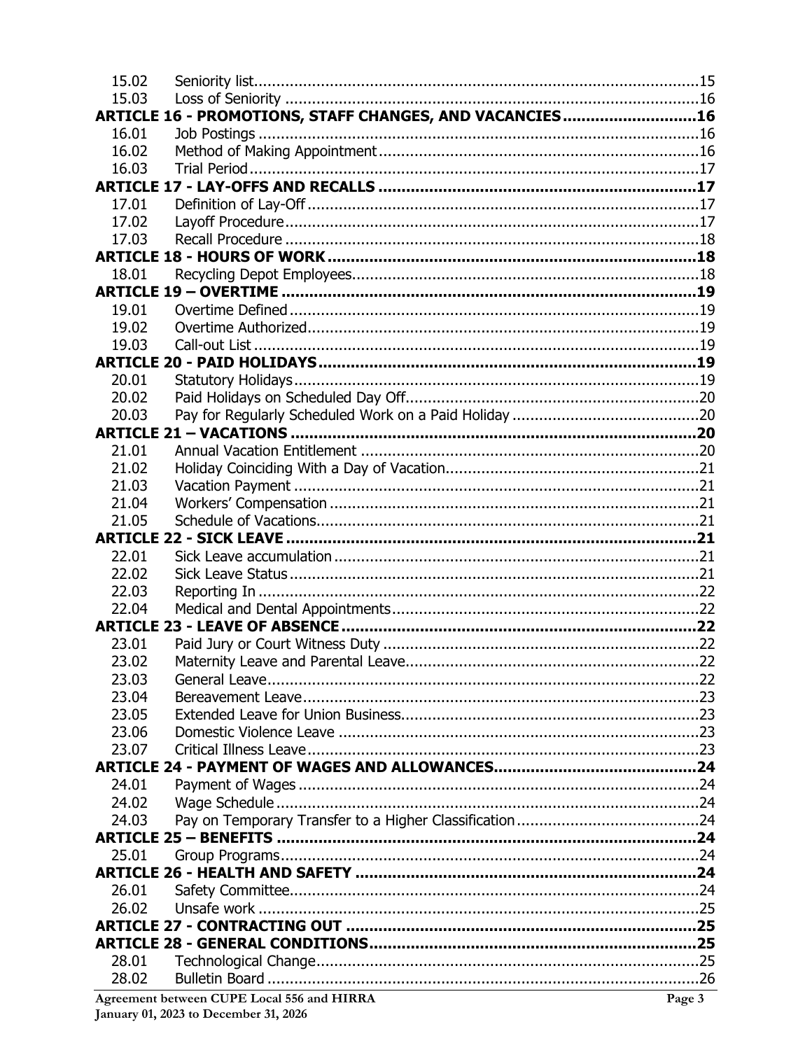| | | |
|---|---|---|
| 15.02 | Seniority list | 15 |
| 15.03 | Loss of Seniority | 16 |
| **ARTICLE 16 - PROMOTIONS, STAFF CHANGES, AND VACANCIES** | | **16** |
| 16.01 | Job Postings | 16 |
| 16.02 | Method of Making Appointment | 16 |
| 16.03 | Trial Period | 17 |
| **ARTICLE 17 - LAY-OFFS AND RECALLS** | | **17** |
| 17.01 | Definition of Lay-Off | 17 |
| 17.02 | Layoff Procedure | 17 |
| 17.03 | Recall Procedure | 18 |
| **ARTICLE 18 - HOURS OF WORK** | | **18** |
| 18.01 | Recycling Depot Employees | 18 |
| **ARTICLE 19 – OVERTIME** | | **19** |
| 19.01 | Overtime Defined | 19 |
| 19.02 | Overtime Authorized | 19 |
| 19.03 | Call-out List | 19 |
| **ARTICLE 20 - PAID HOLIDAYS** | | **19** |
| 20.01 | Statutory Holidays | 19 |
| 20.02 | Paid Holidays on Scheduled Day Off | 20 |
| 20.03 | Pay for Regularly Scheduled Work on a Paid Holiday | 20 |
| **ARTICLE 21 – VACATIONS** | | **20** |
| 21.01 | Annual Vacation Entitlement | 20 |
| 21.02 | Holiday Coinciding With a Day of Vacation | 21 |
| 21.03 | Vacation Payment | 21 |
| 21.04 | Workers' Compensation | 21 |
| 21.05 | Schedule of Vacations | 21 |
| **ARTICLE 22 - SICK LEAVE** | | **21** |
| 22.01 | Sick Leave accumulation | 21 |
| 22.02 | Sick Leave Status | 21 |
| 22.03 | Reporting In | 22 |
| 22.04 | Medical and Dental Appointments | 22 |
| **ARTICLE 23 - LEAVE OF ABSENCE** | | **22** |
| 23.01 | Paid Jury or Court Witness Duty | 22 |
| 23.02 | Maternity Leave and Parental Leave | 22 |
| 23.03 | General Leave | 22 |
| 23.04 | Bereavement Leave | 23 |
| 23.05 | Extended Leave for Union Business | 23 |
| 23.06 | Domestic Violence Leave | 23 |
| 23.07 | Critical Illness Leave | 23 |
| **ARTICLE 24 - PAYMENT OF WAGES AND ALLOWANCES** | | **24** |
| 24.01 | Payment of Wages | 24 |
| 24.02 | Wage Schedule | 24 |
| 24.03 | Pay on Temporary Transfer to a Higher Classification | 24 |
| **ARTICLE 25 – BENEFITS** | | **24** |
| 25.01 | Group Programs | 24 |
| **ARTICLE 26 - HEALTH AND SAFETY** | | **24** |
| 26.01 | Safety Committee | 24 |
| 26.02 | Unsafe work | 25 |
| **ARTICLE 27 - CONTRACTING OUT** | | **25** |
| **ARTICLE 28 - GENERAL CONDITIONS** | | **25** |
| 28.01 | Technological Change | 25 |
| 28.02 | Bulletin Board | 26 |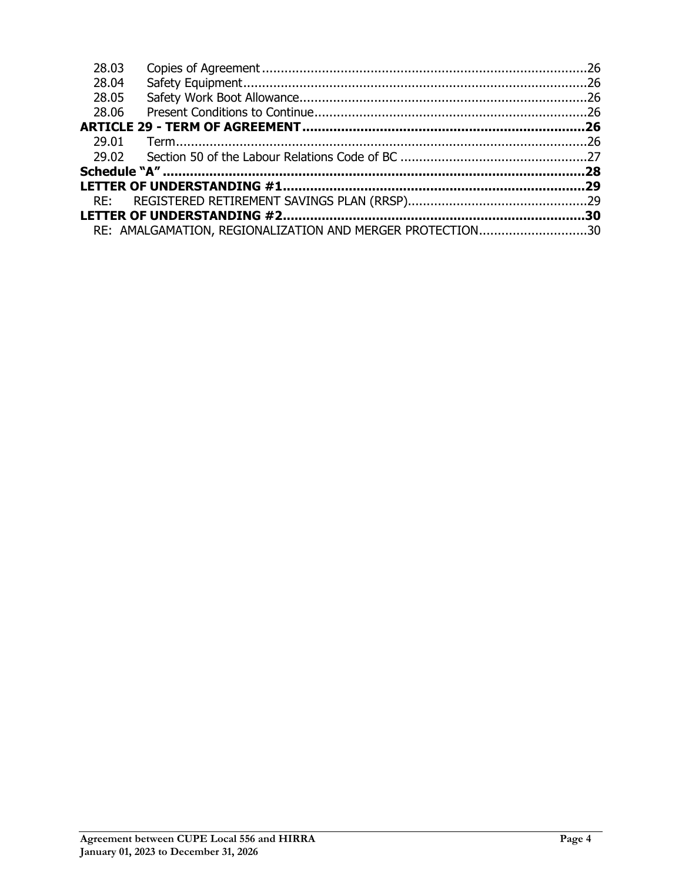| | | |
|---|---|---|
| 28.03 | Copies of Agreement | 26 |
| 28.04 | Safety Equipment | 26 |
| 28.05 | Safety Work Boot Allowance | 26 |
| 28.06 | Present Conditions to Continue | 26 |
| **ARTICLE 29 - TERM OF AGREEMENT** | | **26** |
| 29.01 | Term | 26 |
| 29.02 | Section 50 of the Labour Relations Code of BC | 27 |
| **Schedule "A"** | | **28** |
| **LETTER OF UNDERSTANDING #1** | | **29** |
| RE: | REGISTERED RETIREMENT SAVINGS PLAN (RRSP) | 29 |
| **LETTER OF UNDERSTANDING #2** | | **30** |
| RE: | AMALGAMATION, REGIONALIZATION AND MERGER PROTECTION | 30 |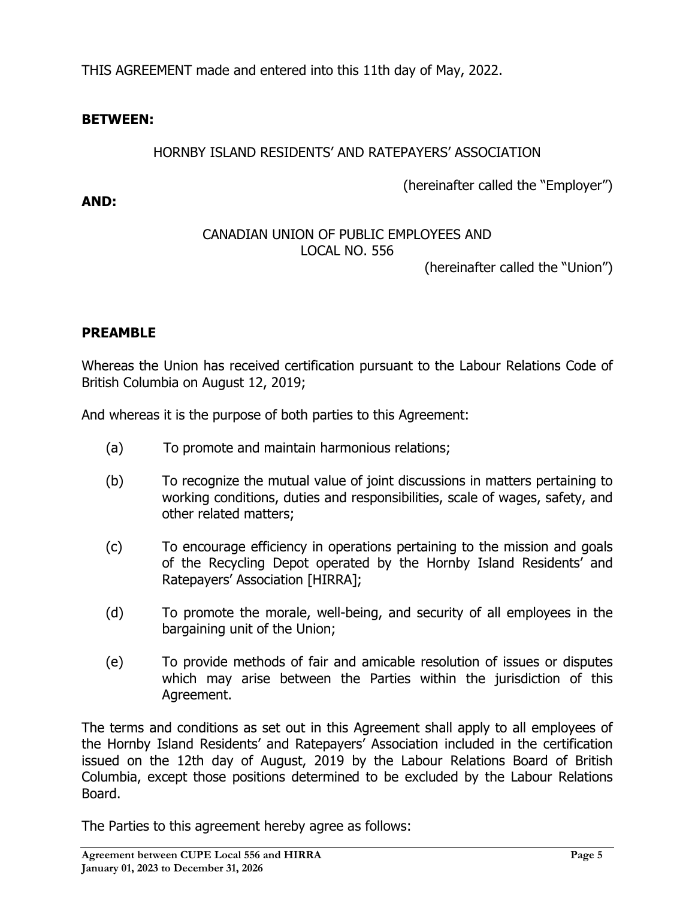THIS AGREEMENT made and entered into this 11th day of May, 2022.

**BETWEEN:**

HORNBY ISLAND RESIDENTS' AND RATEPAYERS' ASSOCIATION

(hereinafter called the "Employer")

**AND:**

CANADIAN UNION OF PUBLIC EMPLOYEES AND LOCAL NO. 556

(hereinafter called the "Union")

## PREAMBLE

Whereas the Union has received certification pursuant to the Labour Relations Code of British Columbia on August 12, 2019;

And whereas it is the purpose of both parties to this Agreement:

(a) To promote and maintain harmonious relations;

(b) To recognize the mutual value of joint discussions in matters pertaining to working conditions, duties and responsibilities, scale of wages, safety, and other related matters;

(c) To encourage efficiency in operations pertaining to the mission and goals of the Recycling Depot operated by the Hornby Island Residents' and Ratepayers' Association [HIRRA];

(d) To promote the morale, well-being, and security of all employees in the bargaining unit of the Union;

(e) To provide methods of fair and amicable resolution of issues or disputes which may arise between the Parties within the jurisdiction of this Agreement.

The terms and conditions as set out in this Agreement shall apply to all employees of the Hornby Island Residents' and Ratepayers' Association included in the certification issued on the 12th day of August, 2019 by the Labour Relations Board of British Columbia, except those positions determined to be excluded by the Labour Relations Board.

The Parties to this agreement hereby agree as follows: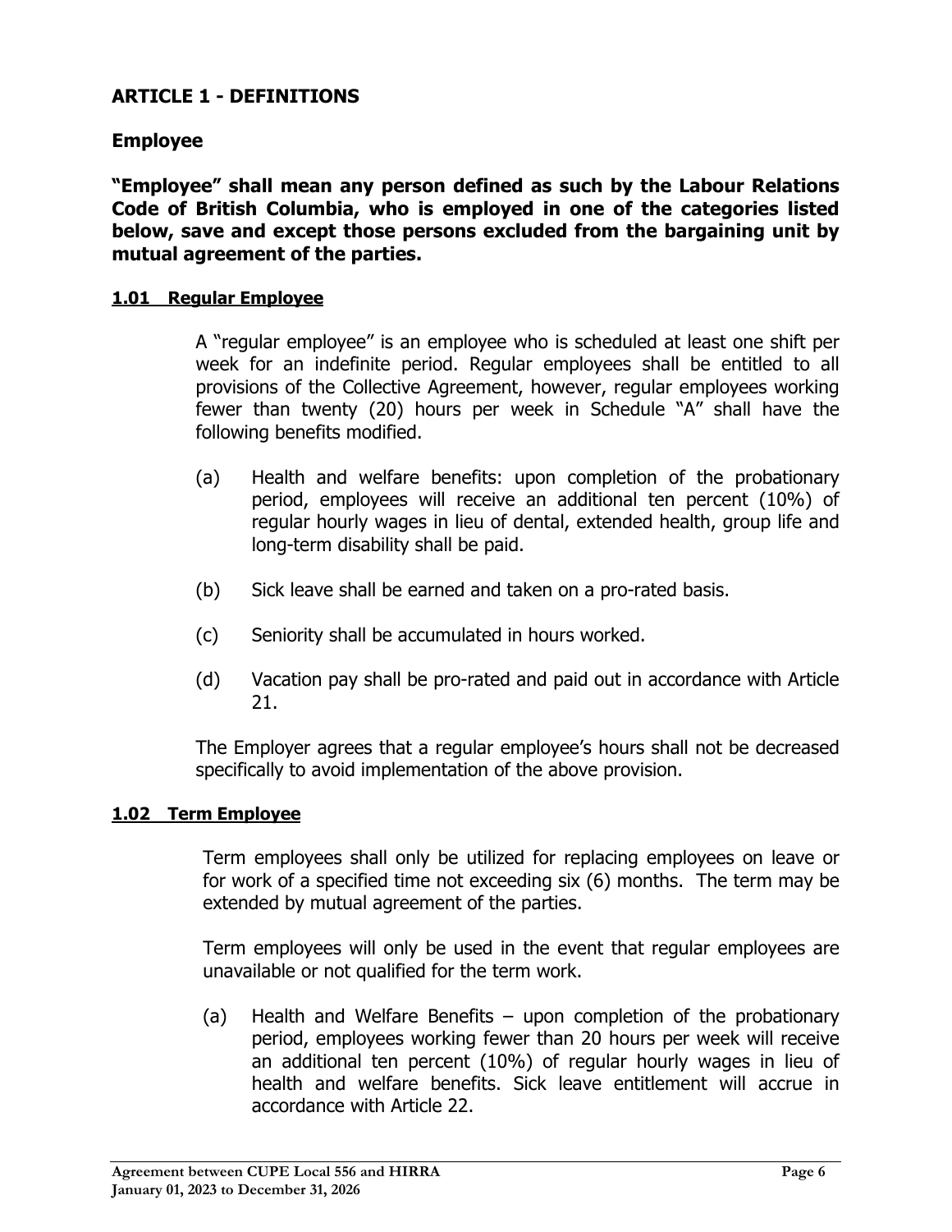## ARTICLE 1 - DEFINITIONS

### Employee

**"Employee" shall mean any person defined as such by the Labour Relations Code of British Columbia, who is employed in one of the categories listed below, save and except those persons excluded from the bargaining unit by mutual agreement of the parties.**

#### 1.01 Regular Employee

A "regular employee" is an employee who is scheduled at least one shift per week for an indefinite period. Regular employees shall be entitled to all provisions of the Collective Agreement, however, regular employees working fewer than twenty (20) hours per week in Schedule "A" shall have the following benefits modified.

(a) Health and welfare benefits: upon completion of the probationary period, employees will receive an additional ten percent (10%) of regular hourly wages in lieu of dental, extended health, group life and long-term disability shall be paid.

(b) Sick leave shall be earned and taken on a pro-rated basis.

(c) Seniority shall be accumulated in hours worked.

(d) Vacation pay shall be pro-rated and paid out in accordance with Article 21.

The Employer agrees that a regular employee's hours shall not be decreased specifically to avoid implementation of the above provision.

#### 1.02 Term Employee

Term employees shall only be utilized for replacing employees on leave or for work of a specified time not exceeding six (6) months. The term may be extended by mutual agreement of the parties.

Term employees will only be used in the event that regular employees are unavailable or not qualified for the term work.

(a) Health and Welfare Benefits – upon completion of the probationary period, employees working fewer than 20 hours per week will receive an additional ten percent (10%) of regular hourly wages in lieu of health and welfare benefits. Sick leave entitlement will accrue in accordance with Article 22.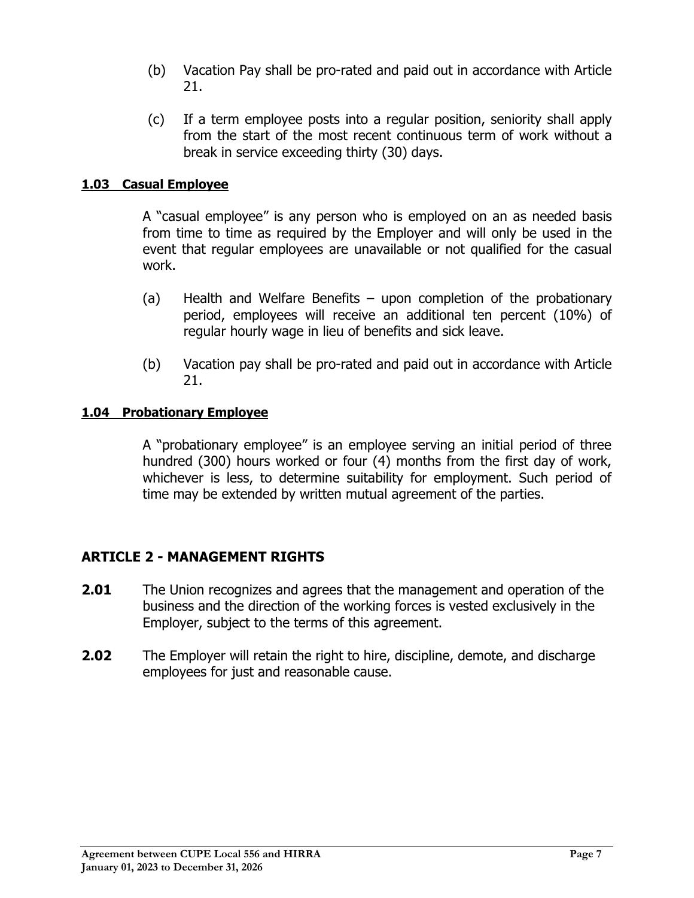(b) Vacation Pay shall be pro-rated and paid out in accordance with Article 21.

(c) If a term employee posts into a regular position, seniority shall apply from the start of the most recent continuous term of work without a break in service exceeding thirty (30) days.

**1.03 Casual Employee**

A "casual employee" is any person who is employed on an as needed basis from time to time as required by the Employer and will only be used in the event that regular employees are unavailable or not qualified for the casual work.

(a) Health and Welfare Benefits – upon completion of the probationary period, employees will receive an additional ten percent (10%) of regular hourly wage in lieu of benefits and sick leave.

(b) Vacation pay shall be pro-rated and paid out in accordance with Article 21.

**1.04 Probationary Employee**

A "probationary employee" is an employee serving an initial period of three hundred (300) hours worked or four (4) months from the first day of work, whichever is less, to determine suitability for employment. Such period of time may be extended by written mutual agreement of the parties.

## ARTICLE 2 - MANAGEMENT RIGHTS

**2.01** The Union recognizes and agrees that the management and operation of the business and the direction of the working forces is vested exclusively in the Employer, subject to the terms of this agreement.

**2.02** The Employer will retain the right to hire, discipline, demote, and discharge employees for just and reasonable cause.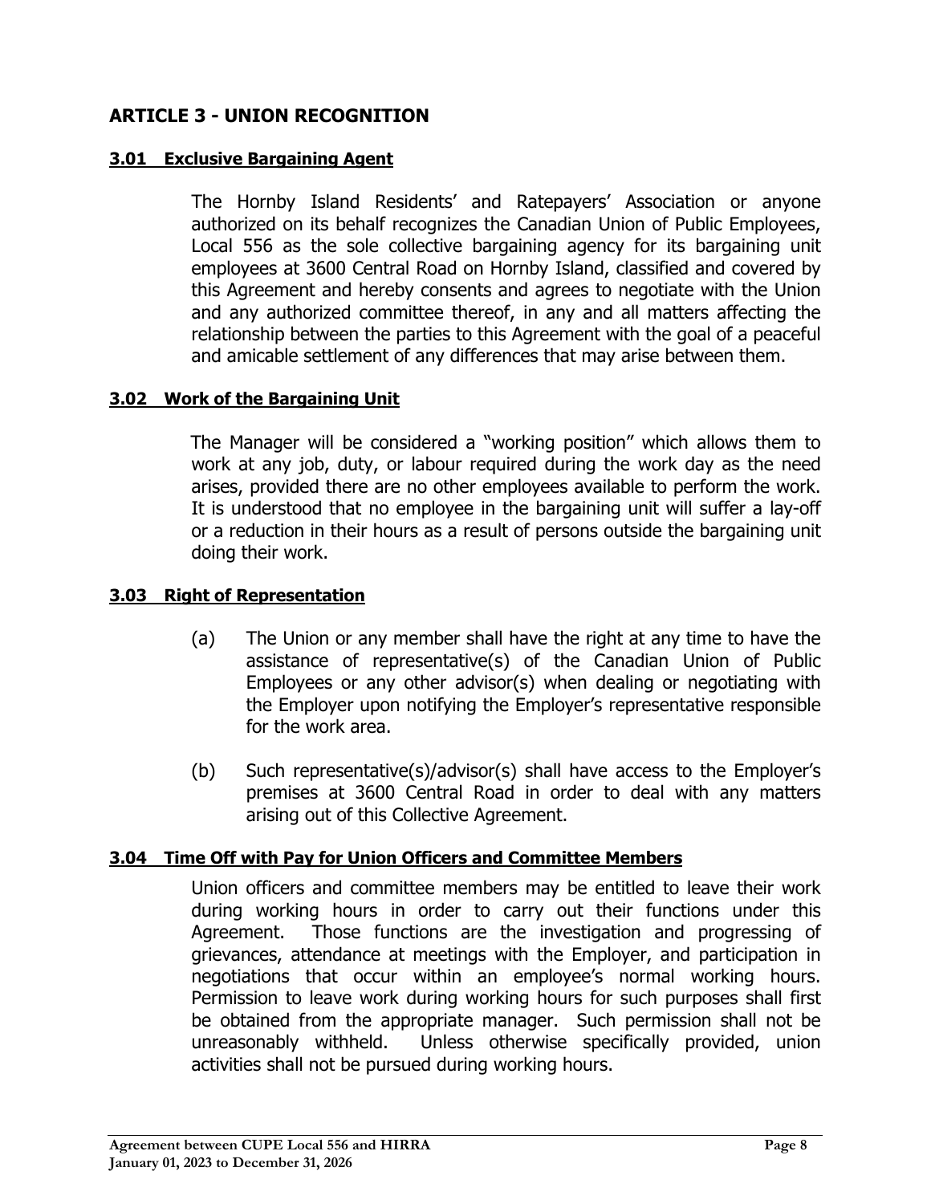## ARTICLE 3 - UNION RECOGNITION

### 3.01 Exclusive Bargaining Agent

The Hornby Island Residents' and Ratepayers' Association or anyone authorized on its behalf recognizes the Canadian Union of Public Employees, Local 556 as the sole collective bargaining agency for its bargaining unit employees at 3600 Central Road on Hornby Island, classified and covered by this Agreement and hereby consents and agrees to negotiate with the Union and any authorized committee thereof, in any and all matters affecting the relationship between the parties to this Agreement with the goal of a peaceful and amicable settlement of any differences that may arise between them.

### 3.02 Work of the Bargaining Unit

The Manager will be considered a "working position" which allows them to work at any job, duty, or labour required during the work day as the need arises, provided there are no other employees available to perform the work. It is understood that no employee in the bargaining unit will suffer a lay-off or a reduction in their hours as a result of persons outside the bargaining unit doing their work.

### 3.03 Right of Representation

(a) The Union or any member shall have the right at any time to have the assistance of representative(s) of the Canadian Union of Public Employees or any other advisor(s) when dealing or negotiating with the Employer upon notifying the Employer's representative responsible for the work area.

(b) Such representative(s)/advisor(s) shall have access to the Employer's premises at 3600 Central Road in order to deal with any matters arising out of this Collective Agreement.

### 3.04 Time Off with Pay for Union Officers and Committee Members

Union officers and committee members may be entitled to leave their work during working hours in order to carry out their functions under this Agreement. Those functions are the investigation and progressing of grievances, attendance at meetings with the Employer, and participation in negotiations that occur within an employee's normal working hours. Permission to leave work during working hours for such purposes shall first be obtained from the appropriate manager. Such permission shall not be unreasonably withheld. Unless otherwise specifically provided, union activities shall not be pursued during working hours.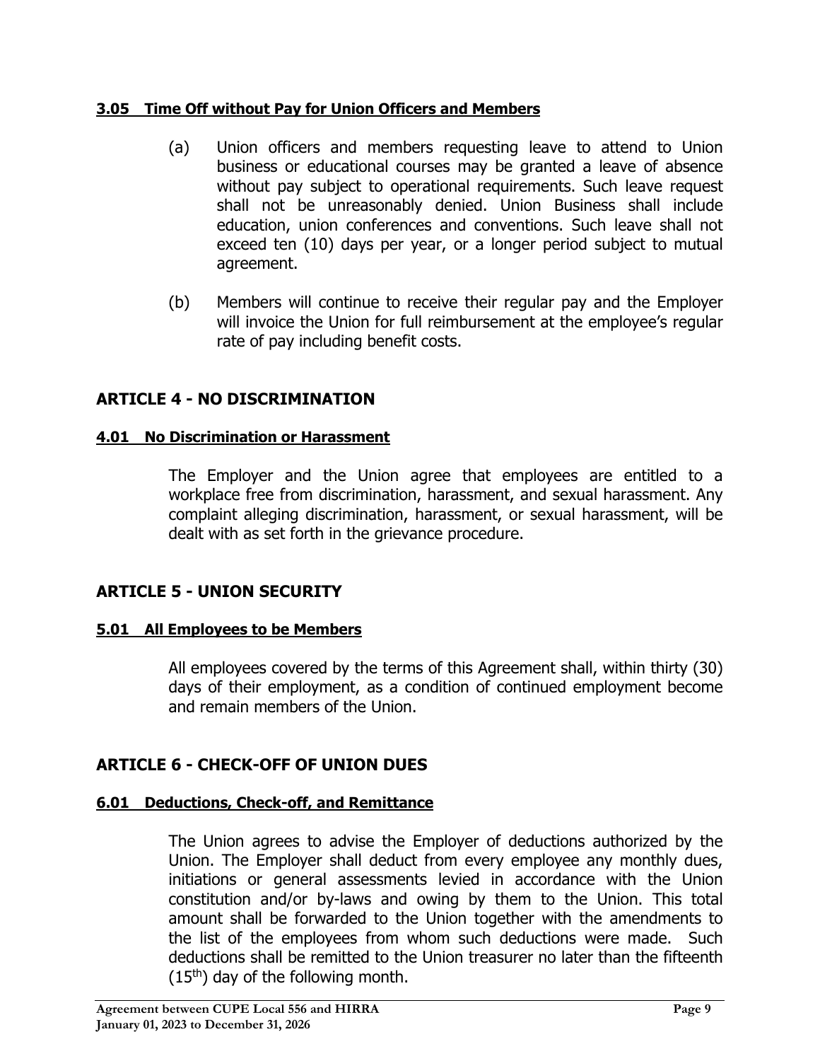### 3.05 Time Off without Pay for Union Officers and Members

(a) Union officers and members requesting leave to attend to Union business or educational courses may be granted a leave of absence without pay subject to operational requirements. Such leave request shall not be unreasonably denied. Union Business shall include education, union conferences and conventions. Such leave shall not exceed ten (10) days per year, or a longer period subject to mutual agreement.

(b) Members will continue to receive their regular pay and the Employer will invoice the Union for full reimbursement at the employee's regular rate of pay including benefit costs.

## ARTICLE 4 - NO DISCRIMINATION

### 4.01 No Discrimination or Harassment

The Employer and the Union agree that employees are entitled to a workplace free from discrimination, harassment, and sexual harassment. Any complaint alleging discrimination, harassment, or sexual harassment, will be dealt with as set forth in the grievance procedure.

## ARTICLE 5 - UNION SECURITY

### 5.01 All Employees to be Members

All employees covered by the terms of this Agreement shall, within thirty (30) days of their employment, as a condition of continued employment become and remain members of the Union.

## ARTICLE 6 - CHECK-OFF OF UNION DUES

### 6.01 Deductions, Check-off, and Remittance

The Union agrees to advise the Employer of deductions authorized by the Union. The Employer shall deduct from every employee any monthly dues, initiations or general assessments levied in accordance with the Union constitution and/or by-laws and owing by them to the Union. This total amount shall be forwarded to the Union together with the amendments to the list of the employees from whom such deductions were made. Such deductions shall be remitted to the Union treasurer no later than the fifteenth (15th) day of the following month.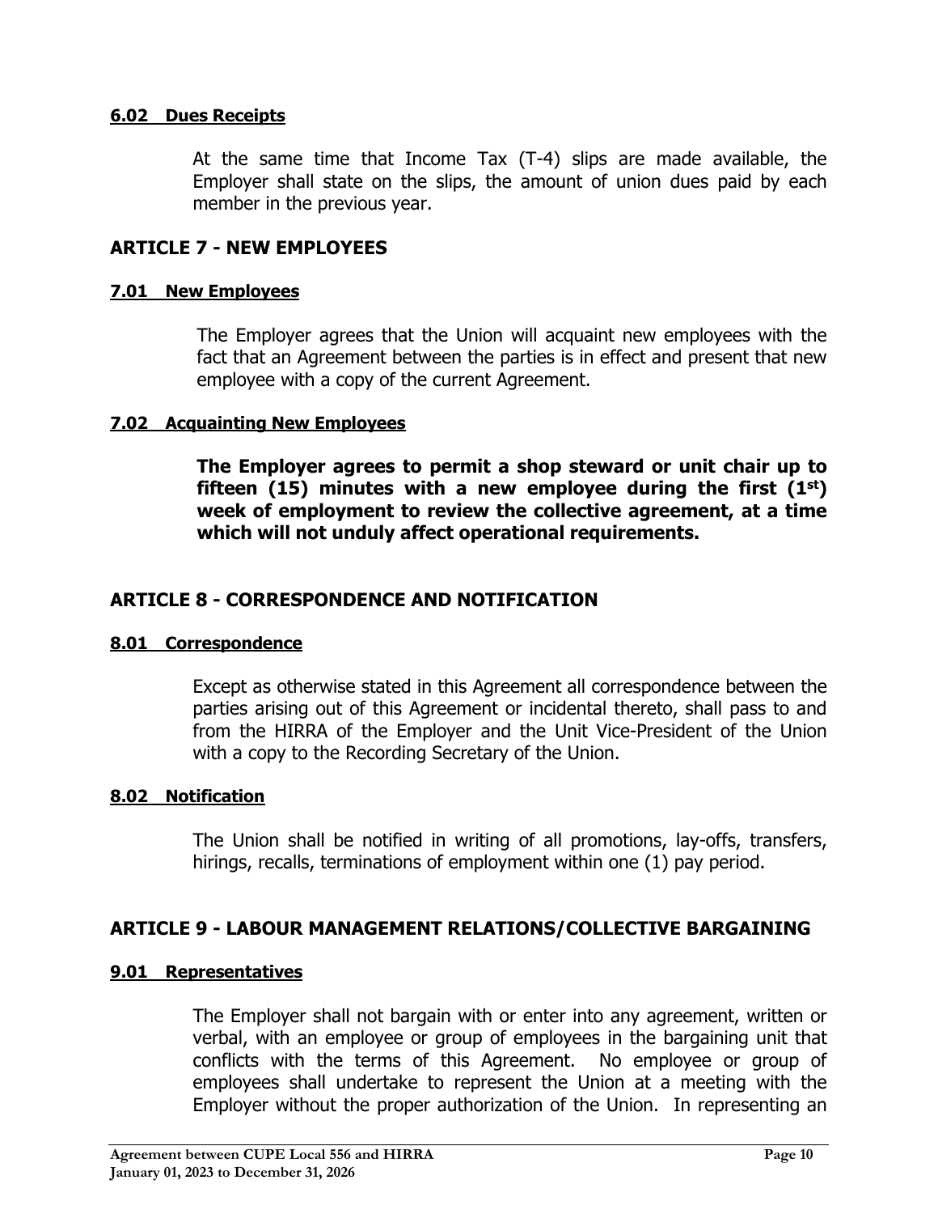**6.02 Dues Receipts**

At the same time that Income Tax (T-4) slips are made available, the Employer shall state on the slips, the amount of union dues paid by each member in the previous year.

## ARTICLE 7 - NEW EMPLOYEES

**7.01 New Employees**

The Employer agrees that the Union will acquaint new employees with the fact that an Agreement between the parties is in effect and present that new employee with a copy of the current Agreement.

**7.02 Acquainting New Employees**

**The Employer agrees to permit a shop steward or unit chair up to fifteen (15) minutes with a new employee during the first (1st) week of employment to review the collective agreement, at a time which will not unduly affect operational requirements.**

## ARTICLE 8 - CORRESPONDENCE AND NOTIFICATION

**8.01 Correspondence**

Except as otherwise stated in this Agreement all correspondence between the parties arising out of this Agreement or incidental thereto, shall pass to and from the HIRRA of the Employer and the Unit Vice-President of the Union with a copy to the Recording Secretary of the Union.

**8.02 Notification**

The Union shall be notified in writing of all promotions, lay-offs, transfers, hirings, recalls, terminations of employment within one (1) pay period.

## ARTICLE 9 - LABOUR MANAGEMENT RELATIONS/COLLECTIVE BARGAINING

**9.01 Representatives**

The Employer shall not bargain with or enter into any agreement, written or verbal, with an employee or group of employees in the bargaining unit that conflicts with the terms of this Agreement. No employee or group of employees shall undertake to represent the Union at a meeting with the Employer without the proper authorization of the Union. In representing an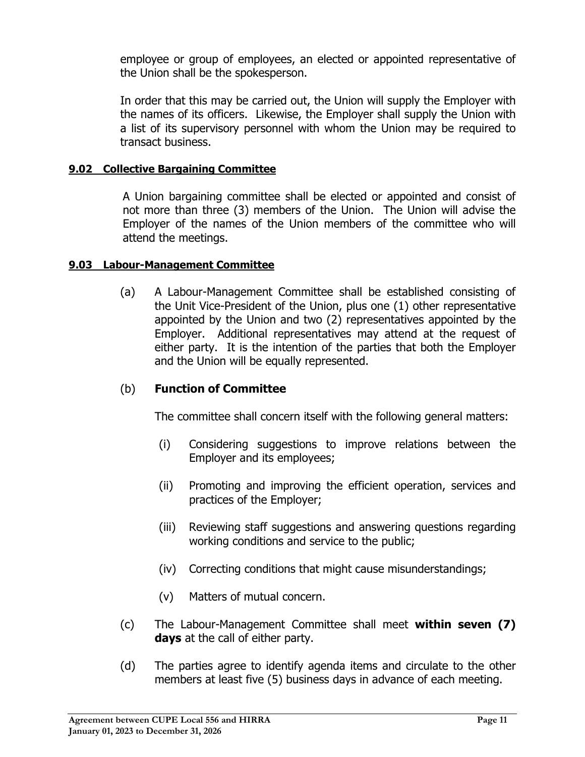employee or group of employees, an elected or appointed representative of the Union shall be the spokesperson.

In order that this may be carried out, the Union will supply the Employer with the names of its officers. Likewise, the Employer shall supply the Union with a list of its supervisory personnel with whom the Union may be required to transact business.

### 9.02 Collective Bargaining Committee

A Union bargaining committee shall be elected or appointed and consist of not more than three (3) members of the Union. The Union will advise the Employer of the names of the Union members of the committee who will attend the meetings.

### 9.03 Labour-Management Committee

(a) A Labour-Management Committee shall be established consisting of the Unit Vice-President of the Union, plus one (1) other representative appointed by the Union and two (2) representatives appointed by the Employer. Additional representatives may attend at the request of either party. It is the intention of the parties that both the Employer and the Union will be equally represented.

(b) **Function of Committee**

The committee shall concern itself with the following general matters:

(i) Considering suggestions to improve relations between the Employer and its employees;

(ii) Promoting and improving the efficient operation, services and practices of the Employer;

(iii) Reviewing staff suggestions and answering questions regarding working conditions and service to the public;

(iv) Correcting conditions that might cause misunderstandings;

(v) Matters of mutual concern.

(c) The Labour-Management Committee shall meet **within seven (7) days** at the call of either party.

(d) The parties agree to identify agenda items and circulate to the other members at least five (5) business days in advance of each meeting.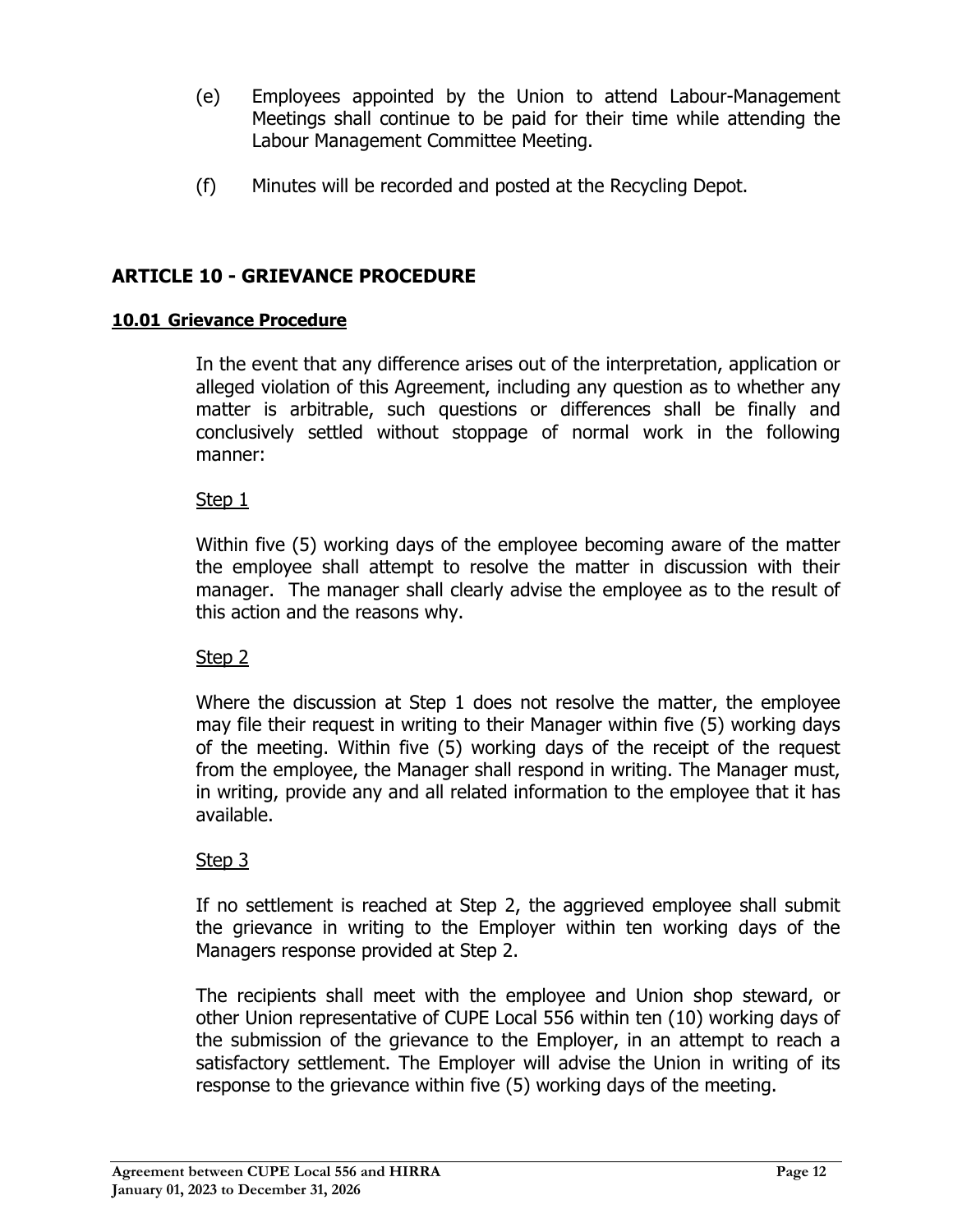(e) Employees appointed by the Union to attend Labour-Management Meetings shall continue to be paid for their time while attending the Labour Management Committee Meeting.

(f) Minutes will be recorded and posted at the Recycling Depot.

## ARTICLE 10 - GRIEVANCE PROCEDURE

### 10.01 Grievance Procedure

In the event that any difference arises out of the interpretation, application or alleged violation of this Agreement, including any question as to whether any matter is arbitrable, such questions or differences shall be finally and conclusively settled without stoppage of normal work in the following manner:

Step 1

Within five (5) working days of the employee becoming aware of the matter the employee shall attempt to resolve the matter in discussion with their manager. The manager shall clearly advise the employee as to the result of this action and the reasons why.

Step 2

Where the discussion at Step 1 does not resolve the matter, the employee may file their request in writing to their Manager within five (5) working days of the meeting. Within five (5) working days of the receipt of the request from the employee, the Manager shall respond in writing. The Manager must, in writing, provide any and all related information to the employee that it has available.

Step 3

If no settlement is reached at Step 2, the aggrieved employee shall submit the grievance in writing to the Employer within ten working days of the Managers response provided at Step 2.

The recipients shall meet with the employee and Union shop steward, or other Union representative of CUPE Local 556 within ten (10) working days of the submission of the grievance to the Employer, in an attempt to reach a satisfactory settlement. The Employer will advise the Union in writing of its response to the grievance within five (5) working days of the meeting.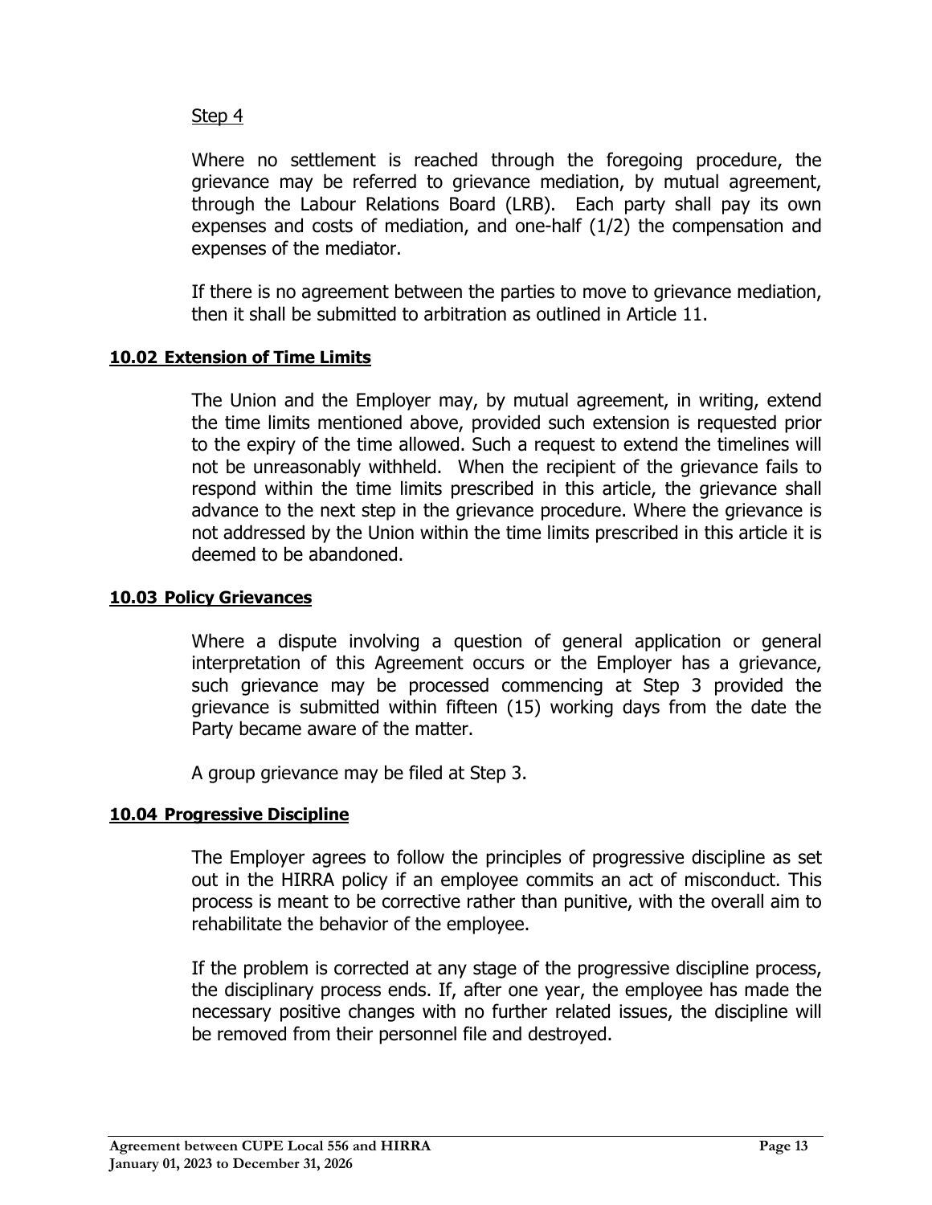Step 4

Where no settlement is reached through the foregoing procedure, the grievance may be referred to grievance mediation, by mutual agreement, through the Labour Relations Board (LRB). Each party shall pay its own expenses and costs of mediation, and one-half (1/2) the compensation and expenses of the mediator.

If there is no agreement between the parties to move to grievance mediation, then it shall be submitted to arbitration as outlined in Article 11.

### 10.02 Extension of Time Limits

The Union and the Employer may, by mutual agreement, in writing, extend the time limits mentioned above, provided such extension is requested prior to the expiry of the time allowed. Such a request to extend the timelines will not be unreasonably withheld. When the recipient of the grievance fails to respond within the time limits prescribed in this article, the grievance shall advance to the next step in the grievance procedure. Where the grievance is not addressed by the Union within the time limits prescribed in this article it is deemed to be abandoned.

### 10.03 Policy Grievances

Where a dispute involving a question of general application or general interpretation of this Agreement occurs or the Employer has a grievance, such grievance may be processed commencing at Step 3 provided the grievance is submitted within fifteen (15) working days from the date the Party became aware of the matter.

A group grievance may be filed at Step 3.

### 10.04 Progressive Discipline

The Employer agrees to follow the principles of progressive discipline as set out in the HIRRA policy if an employee commits an act of misconduct. This process is meant to be corrective rather than punitive, with the overall aim to rehabilitate the behavior of the employee.

If the problem is corrected at any stage of the progressive discipline process, the disciplinary process ends. If, after one year, the employee has made the necessary positive changes with no further related issues, the discipline will be removed from their personnel file and destroyed.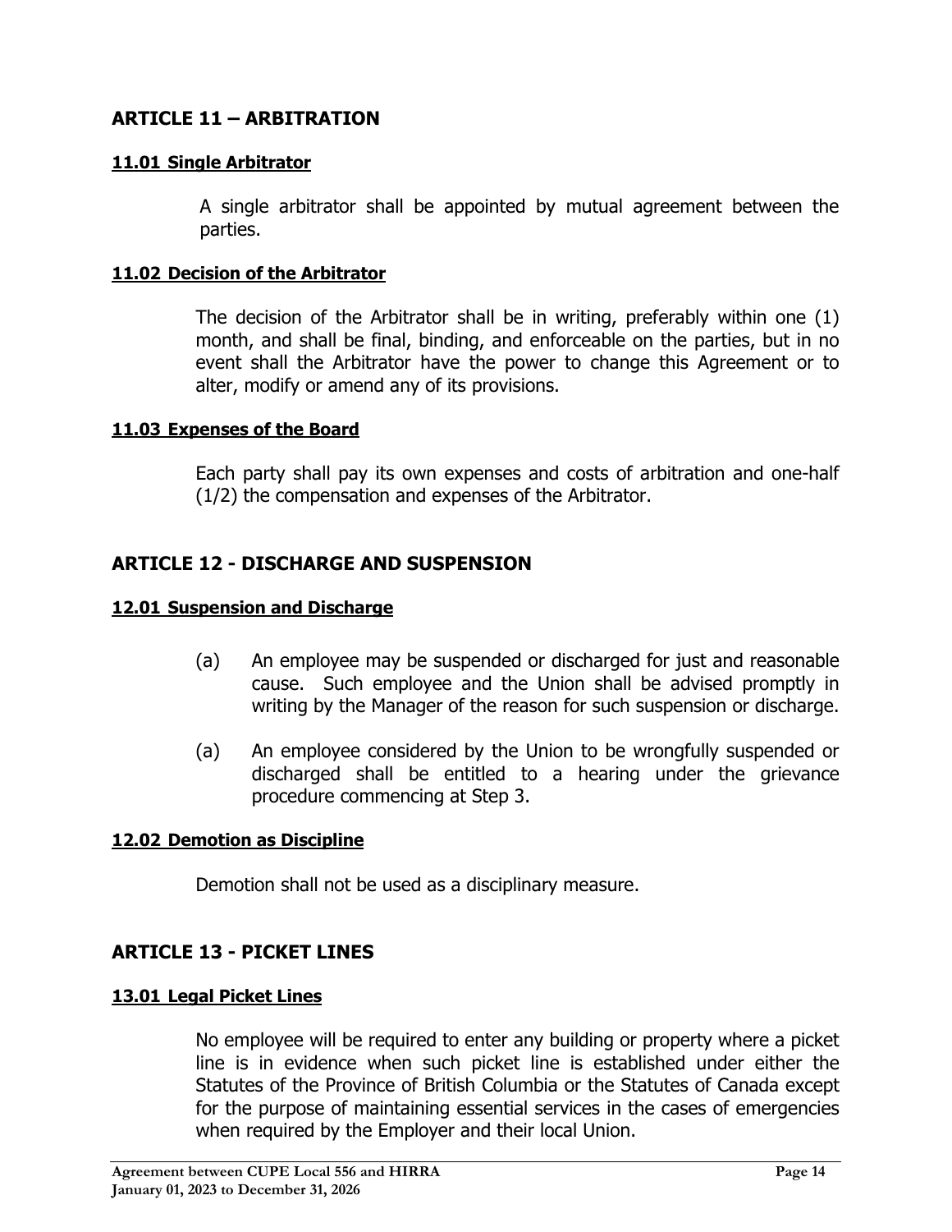## ARTICLE 11 – ARBITRATION

**11.01 Single Arbitrator**

A single arbitrator shall be appointed by mutual agreement between the parties.

**11.02 Decision of the Arbitrator**

The decision of the Arbitrator shall be in writing, preferably within one (1) month, and shall be final, binding, and enforceable on the parties, but in no event shall the Arbitrator have the power to change this Agreement or to alter, modify or amend any of its provisions.

**11.03 Expenses of the Board**

Each party shall pay its own expenses and costs of arbitration and one-half (1/2) the compensation and expenses of the Arbitrator.

## ARTICLE 12 - DISCHARGE AND SUSPENSION

**12.01 Suspension and Discharge**

(a) An employee may be suspended or discharged for just and reasonable cause. Such employee and the Union shall be advised promptly in writing by the Manager of the reason for such suspension or discharge.

(a) An employee considered by the Union to be wrongfully suspended or discharged shall be entitled to a hearing under the grievance procedure commencing at Step 3.

**12.02 Demotion as Discipline**

Demotion shall not be used as a disciplinary measure.

## ARTICLE 13 - PICKET LINES

**13.01 Legal Picket Lines**

No employee will be required to enter any building or property where a picket line is in evidence when such picket line is established under either the Statutes of the Province of British Columbia or the Statutes of Canada except for the purpose of maintaining essential services in the cases of emergencies when required by the Employer and their local Union.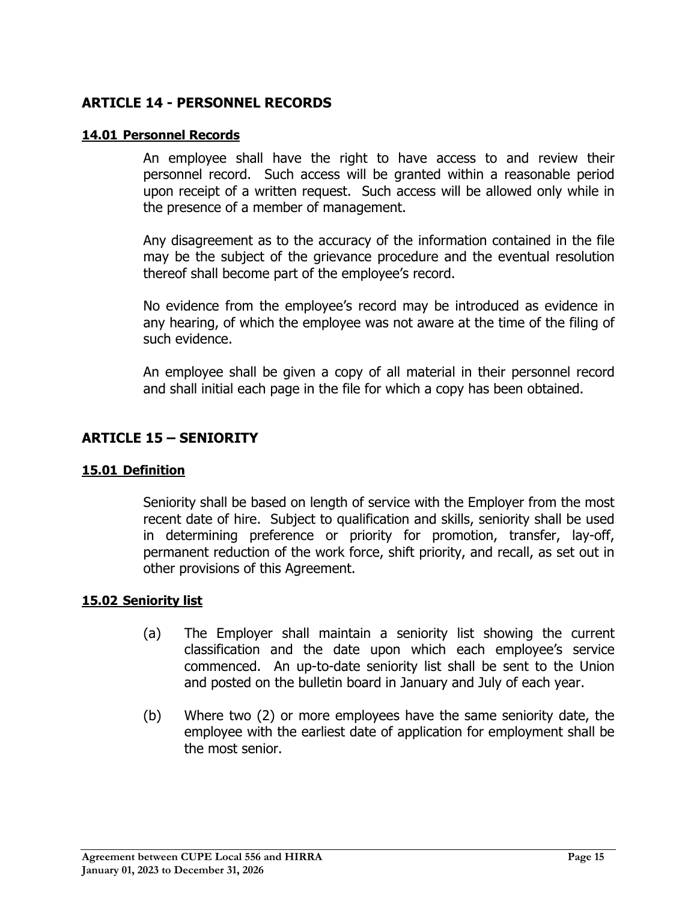## ARTICLE 14 - PERSONNEL RECORDS

### 14.01 Personnel Records

An employee shall have the right to have access to and review their personnel record. Such access will be granted within a reasonable period upon receipt of a written request. Such access will be allowed only while in the presence of a member of management.

Any disagreement as to the accuracy of the information contained in the file may be the subject of the grievance procedure and the eventual resolution thereof shall become part of the employee's record.

No evidence from the employee's record may be introduced as evidence in any hearing, of which the employee was not aware at the time of the filing of such evidence.

An employee shall be given a copy of all material in their personnel record and shall initial each page in the file for which a copy has been obtained.

## ARTICLE 15 – SENIORITY

### 15.01 Definition

Seniority shall be based on length of service with the Employer from the most recent date of hire. Subject to qualification and skills, seniority shall be used in determining preference or priority for promotion, transfer, lay-off, permanent reduction of the work force, shift priority, and recall, as set out in other provisions of this Agreement.

### 15.02 Seniority list

(a) The Employer shall maintain a seniority list showing the current classification and the date upon which each employee's service commenced. An up-to-date seniority list shall be sent to the Union and posted on the bulletin board in January and July of each year.

(b) Where two (2) or more employees have the same seniority date, the employee with the earliest date of application for employment shall be the most senior.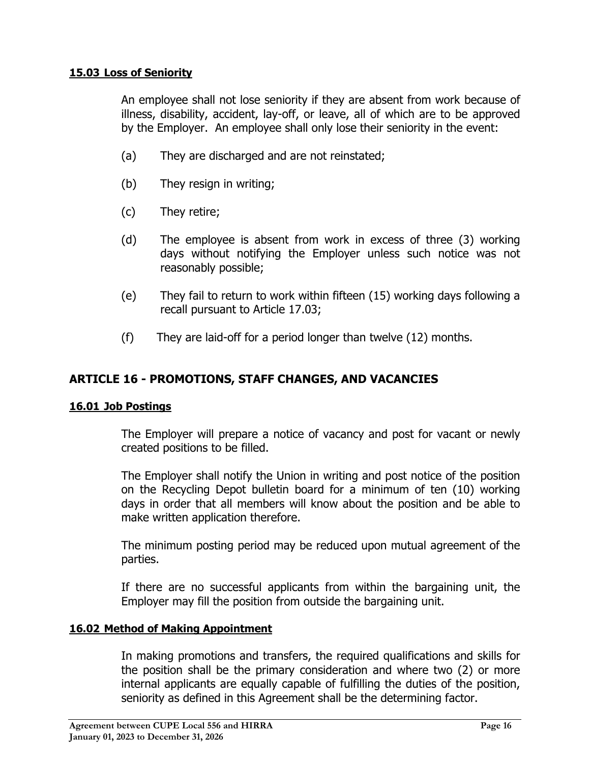#### **15.03 Loss of Seniority**

An employee shall not lose seniority if they are absent from work because of illness, disability, accident, lay-off, or leave, all of which are to be approved by the Employer. An employee shall only lose their seniority in the event:

(a) They are discharged and are not reinstated;

(b) They resign in writing;

(c) They retire;

(d) The employee is absent from work in excess of three (3) working days without notifying the Employer unless such notice was not reasonably possible;

(e) They fail to return to work within fifteen (15) working days following a recall pursuant to Article 17.03;

(f) They are laid-off for a period longer than twelve (12) months.

## ARTICLE 16 - PROMOTIONS, STAFF CHANGES, AND VACANCIES

#### **16.01 Job Postings**

The Employer will prepare a notice of vacancy and post for vacant or newly created positions to be filled.

The Employer shall notify the Union in writing and post notice of the position on the Recycling Depot bulletin board for a minimum of ten (10) working days in order that all members will know about the position and be able to make written application therefore.

The minimum posting period may be reduced upon mutual agreement of the parties.

If there are no successful applicants from within the bargaining unit, the Employer may fill the position from outside the bargaining unit.

#### **16.02 Method of Making Appointment**

In making promotions and transfers, the required qualifications and skills for the position shall be the primary consideration and where two (2) or more internal applicants are equally capable of fulfilling the duties of the position, seniority as defined in this Agreement shall be the determining factor.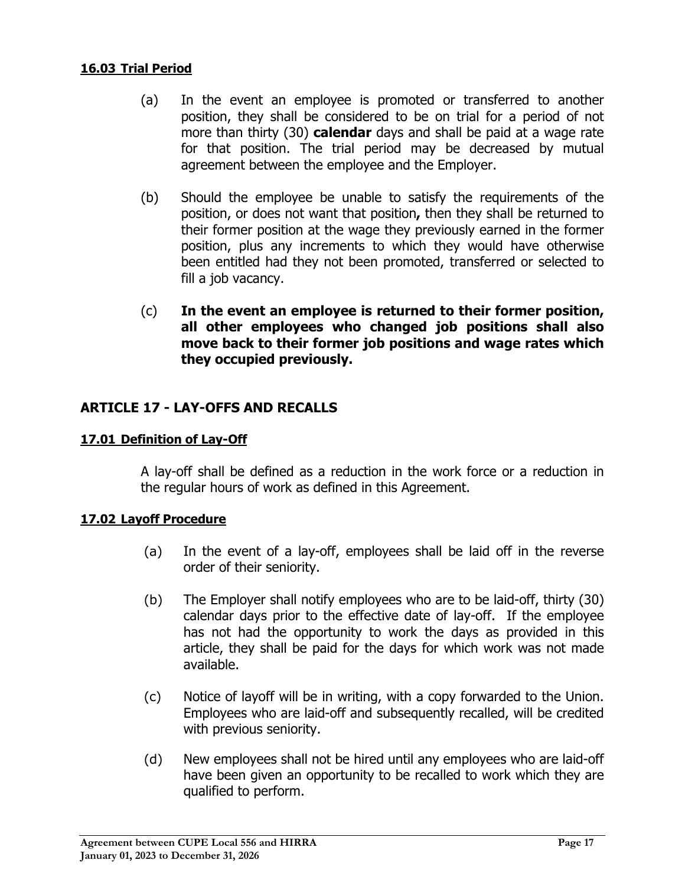**16.03 Trial Period**

(a) In the event an employee is promoted or transferred to another position, they shall be considered to be on trial for a period of not more than thirty (30) **calendar** days and shall be paid at a wage rate for that position. The trial period may be decreased by mutual agreement between the employee and the Employer.

(b) Should the employee be unable to satisfy the requirements of the position, or does not want that position**,** then they shall be returned to their former position at the wage they previously earned in the former position, plus any increments to which they would have otherwise been entitled had they not been promoted, transferred or selected to fill a job vacancy.

(c) **In the event an employee is returned to their former position, all other employees who changed job positions shall also move back to their former job positions and wage rates which they occupied previously.**

## ARTICLE 17 - LAY-OFFS AND RECALLS

**17.01 Definition of Lay-Off**

A lay-off shall be defined as a reduction in the work force or a reduction in the regular hours of work as defined in this Agreement.

**17.02 Layoff Procedure**

(a) In the event of a lay-off, employees shall be laid off in the reverse order of their seniority.

(b) The Employer shall notify employees who are to be laid-off, thirty (30) calendar days prior to the effective date of lay-off. If the employee has not had the opportunity to work the days as provided in this article, they shall be paid for the days for which work was not made available.

(c) Notice of layoff will be in writing, with a copy forwarded to the Union. Employees who are laid-off and subsequently recalled, will be credited with previous seniority.

(d) New employees shall not be hired until any employees who are laid-off have been given an opportunity to be recalled to work which they are qualified to perform.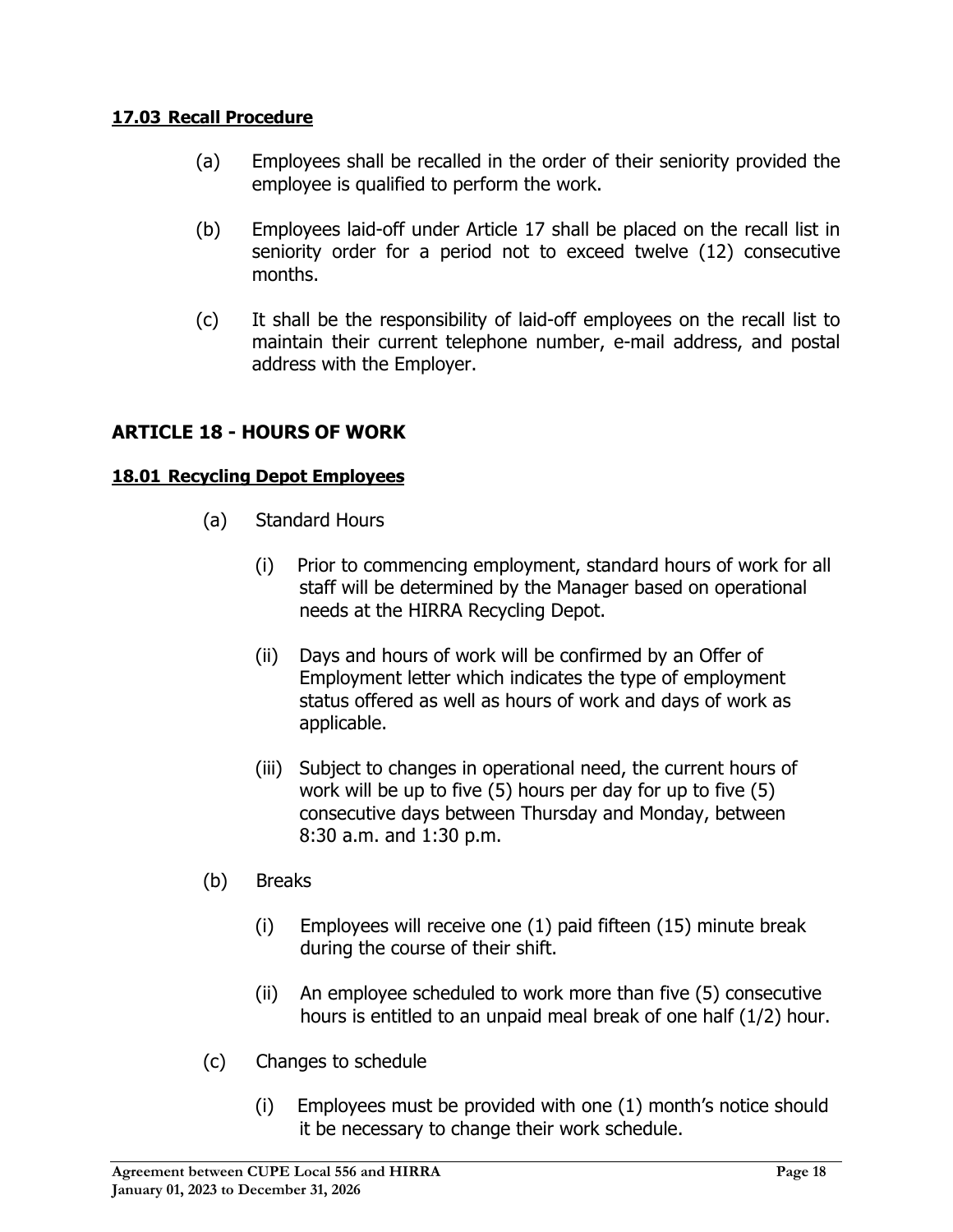**17.03 Recall Procedure**

(a) Employees shall be recalled in the order of their seniority provided the employee is qualified to perform the work.

(b) Employees laid-off under Article 17 shall be placed on the recall list in seniority order for a period not to exceed twelve (12) consecutive months.

(c) It shall be the responsibility of laid-off employees on the recall list to maintain their current telephone number, e-mail address, and postal address with the Employer.

## ARTICLE 18 - HOURS OF WORK

**18.01 Recycling Depot Employees**

(a) Standard Hours

(i) Prior to commencing employment, standard hours of work for all staff will be determined by the Manager based on operational needs at the HIRRA Recycling Depot.

(ii) Days and hours of work will be confirmed by an Offer of Employment letter which indicates the type of employment status offered as well as hours of work and days of work as applicable.

(iii) Subject to changes in operational need, the current hours of work will be up to five (5) hours per day for up to five (5) consecutive days between Thursday and Monday, between 8:30 a.m. and 1:30 p.m.

(b) Breaks

(i) Employees will receive one (1) paid fifteen (15) minute break during the course of their shift.

(ii) An employee scheduled to work more than five (5) consecutive hours is entitled to an unpaid meal break of one half (1/2) hour.

(c) Changes to schedule

(i) Employees must be provided with one (1) month's notice should it be necessary to change their work schedule.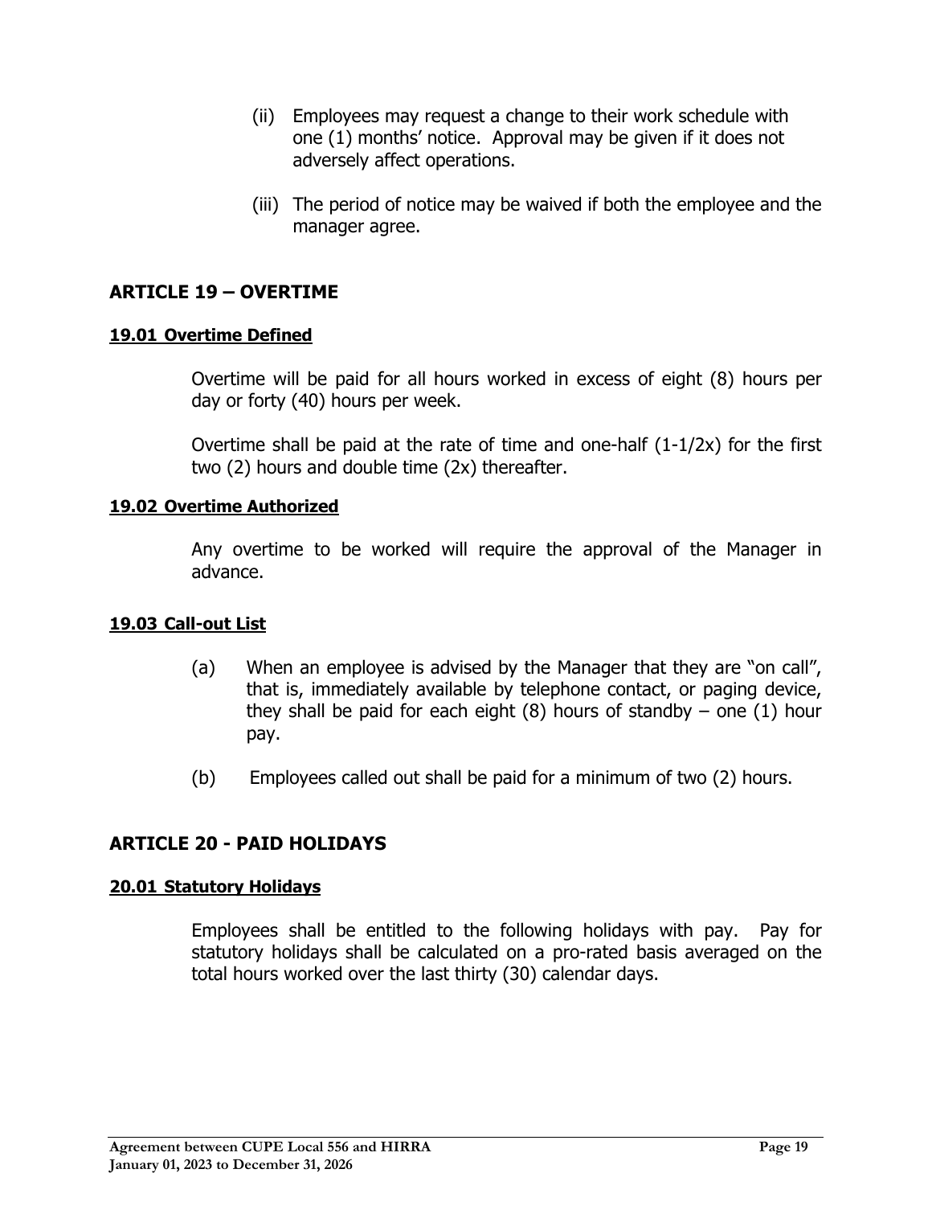(ii) Employees may request a change to their work schedule with one (1) months' notice. Approval may be given if it does not adversely affect operations.

(iii) The period of notice may be waived if both the employee and the manager agree.

## ARTICLE 19 – OVERTIME

### 19.01 Overtime Defined

Overtime will be paid for all hours worked in excess of eight (8) hours per day or forty (40) hours per week.

Overtime shall be paid at the rate of time and one-half (1-1/2x) for the first two (2) hours and double time (2x) thereafter.

### 19.02 Overtime Authorized

Any overtime to be worked will require the approval of the Manager in advance.

### 19.03 Call-out List

(a) When an employee is advised by the Manager that they are "on call", that is, immediately available by telephone contact, or paging device, they shall be paid for each eight (8) hours of standby – one (1) hour pay.

(b) Employees called out shall be paid for a minimum of two (2) hours.

## ARTICLE 20 - PAID HOLIDAYS

### 20.01 Statutory Holidays

Employees shall be entitled to the following holidays with pay. Pay for statutory holidays shall be calculated on a pro-rated basis averaged on the total hours worked over the last thirty (30) calendar days.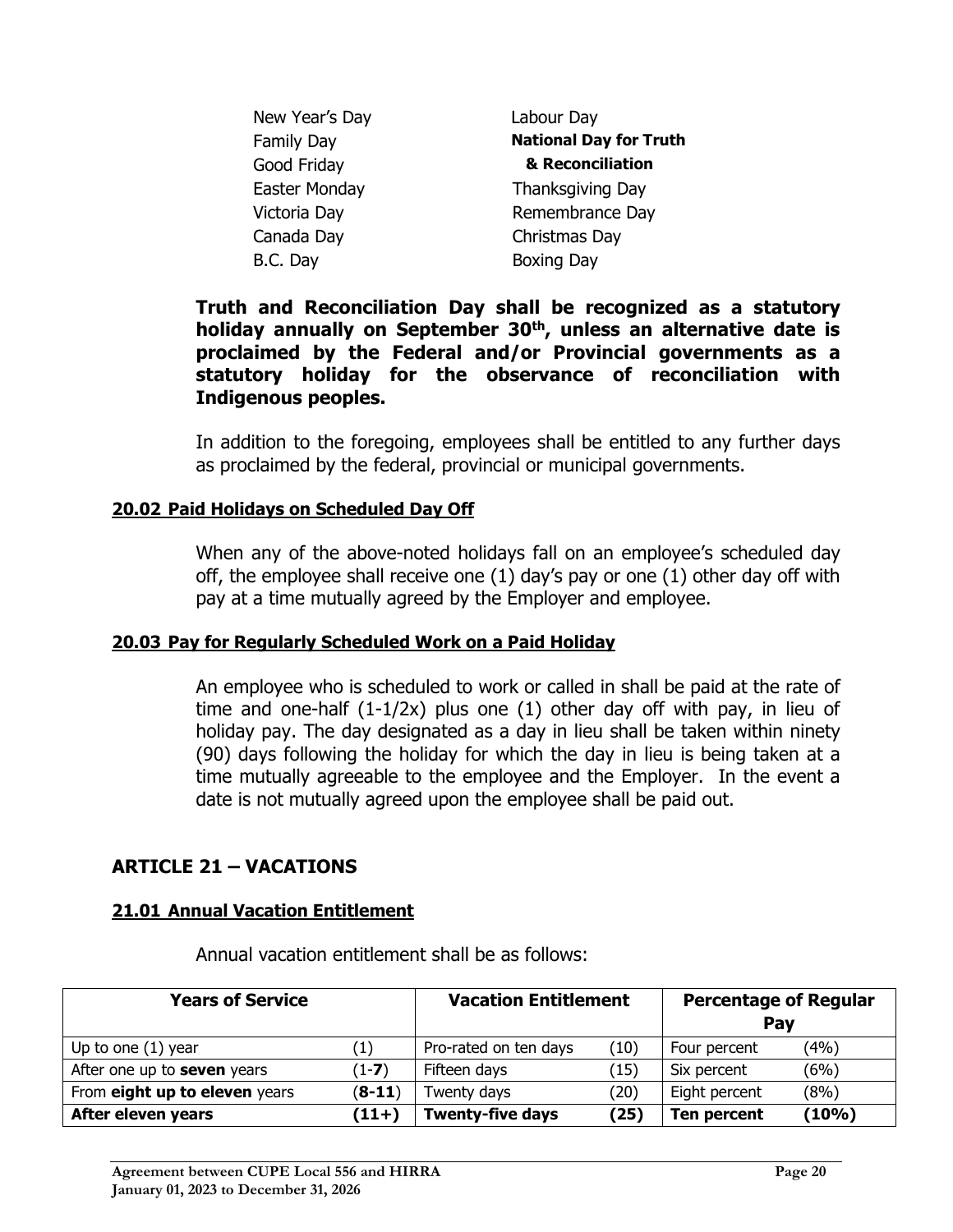| | |
|---|---|
| New Year's Day | Labour Day |
| Family Day | **National Day for Truth & Reconciliation** |
| Good Friday | Thanksgiving Day |
| Easter Monday | Remembrance Day |
| Victoria Day | Christmas Day |
| Canada Day | Boxing Day |
| B.C. Day | |

**Truth and Reconciliation Day shall be recognized as a statutory holiday annually on September 30th, unless an alternative date is proclaimed by the Federal and/or Provincial governments as a statutory holiday for the observance of reconciliation with Indigenous peoples.**

In addition to the foregoing, employees shall be entitled to any further days as proclaimed by the federal, provincial or municipal governments.

### 20.02 Paid Holidays on Scheduled Day Off

When any of the above-noted holidays fall on an employee's scheduled day off, the employee shall receive one (1) day's pay or one (1) other day off with pay at a time mutually agreed by the Employer and employee.

### 20.03 Pay for Regularly Scheduled Work on a Paid Holiday

An employee who is scheduled to work or called in shall be paid at the rate of time and one-half (1-1/2x) plus one (1) other day off with pay, in lieu of holiday pay. The day designated as a day in lieu shall be taken within ninety (90) days following the holiday for which the day in lieu is being taken at a time mutually agreeable to the employee and the Employer. In the event a date is not mutually agreed upon the employee shall be paid out.

## ARTICLE 21 – VACATIONS

### 21.01 Annual Vacation Entitlement

Annual vacation entitlement shall be as follows:

| Years of Service | | Vacation Entitlement | | Percentage of Regular Pay | |
|---|---|---|---|---|---|
| Up to one (1) year | (1) | Pro-rated on ten days | (10) | Four percent | (4%) |
| After one up to **seven** years | (1-**7**) | Fifteen days | (15) | Six percent | (6%) |
| From **eight up to eleven** years | (**8-11**) | Twenty days | (20) | Eight percent | (8%) |
| **After eleven years** | **(11+)** | **Twenty-five days** | **(25)** | **Ten percent** | **(10%)** |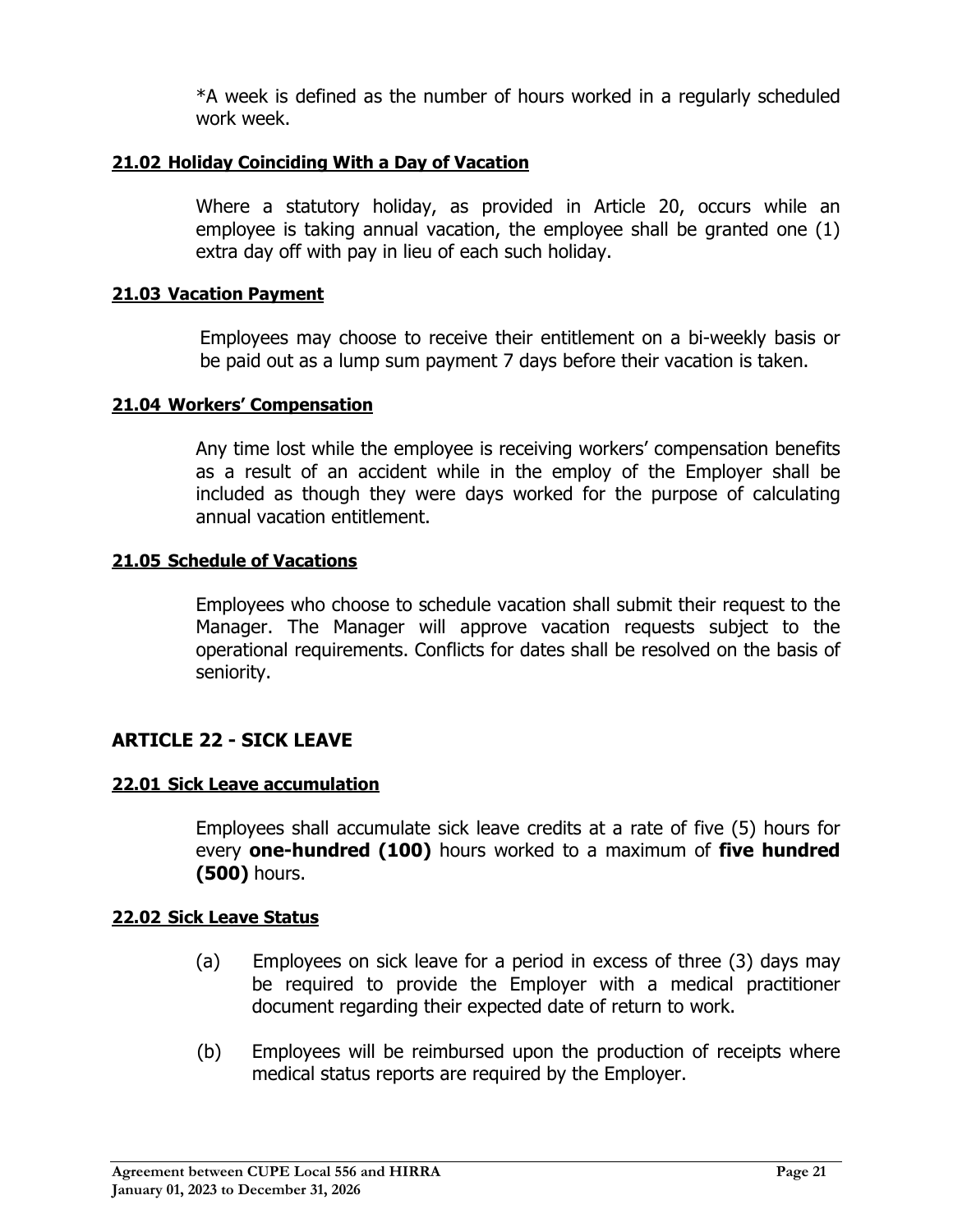*A week is defined as the number of hours worked in a regularly scheduled work week.

**21.02 Holiday Coinciding With a Day of Vacation**

Where a statutory holiday, as provided in Article 20, occurs while an employee is taking annual vacation, the employee shall be granted one (1) extra day off with pay in lieu of each such holiday.

**21.03 Vacation Payment**

Employees may choose to receive their entitlement on a bi-weekly basis or be paid out as a lump sum payment 7 days before their vacation is taken.

**21.04 Workers' Compensation**

Any time lost while the employee is receiving workers' compensation benefits as a result of an accident while in the employ of the Employer shall be included as though they were days worked for the purpose of calculating annual vacation entitlement.

**21.05 Schedule of Vacations**

Employees who choose to schedule vacation shall submit their request to the Manager. The Manager will approve vacation requests subject to the operational requirements. Conflicts for dates shall be resolved on the basis of seniority.

## ARTICLE 22 - SICK LEAVE

**22.01 Sick Leave accumulation**

Employees shall accumulate sick leave credits at a rate of five (5) hours for every **one-hundred (100)** hours worked to a maximum of **five hundred (500)** hours.

**22.02 Sick Leave Status**

(a) Employees on sick leave for a period in excess of three (3) days may be required to provide the Employer with a medical practitioner document regarding their expected date of return to work.

(b) Employees will be reimbursed upon the production of receipts where medical status reports are required by the Employer.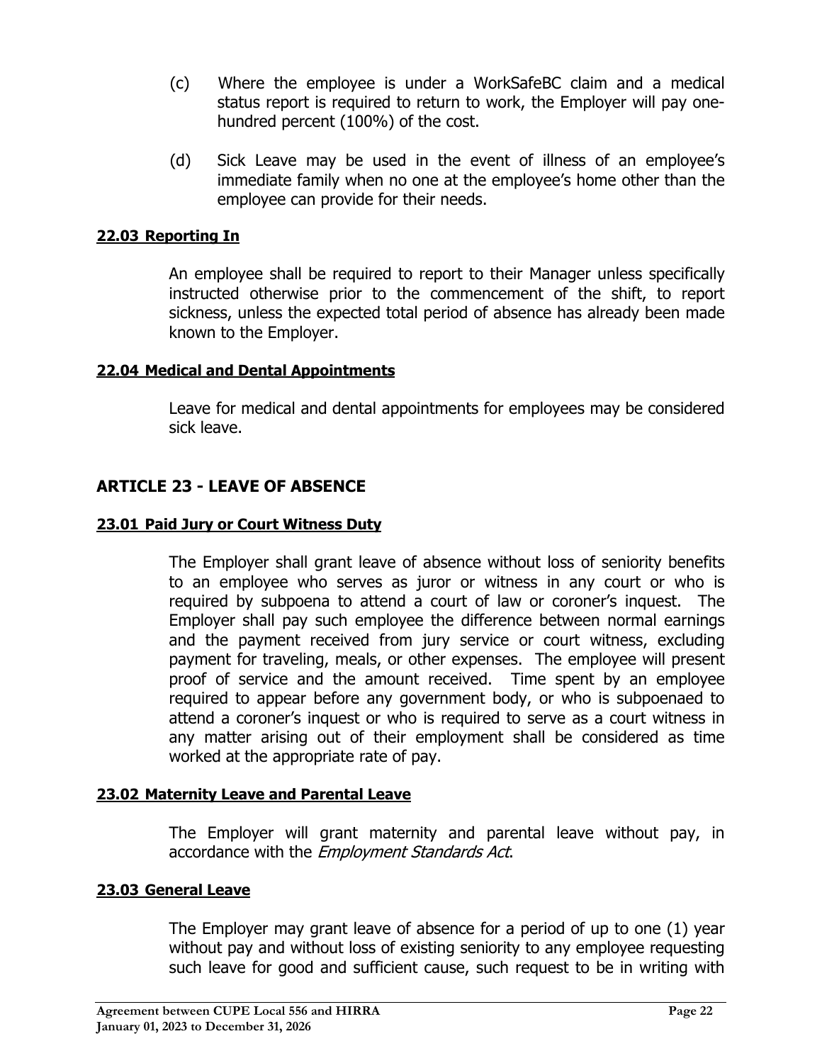(c) Where the employee is under a WorkSafeBC claim and a medical status report is required to return to work, the Employer will pay one-hundred percent (100%) of the cost.

(d) Sick Leave may be used in the event of illness of an employee's immediate family when no one at the employee's home other than the employee can provide for their needs.

**22.03 Reporting In**

An employee shall be required to report to their Manager unless specifically instructed otherwise prior to the commencement of the shift, to report sickness, unless the expected total period of absence has already been made known to the Employer.

**22.04 Medical and Dental Appointments**

Leave for medical and dental appointments for employees may be considered sick leave.

## ARTICLE 23 - LEAVE OF ABSENCE

**23.01 Paid Jury or Court Witness Duty**

The Employer shall grant leave of absence without loss of seniority benefits to an employee who serves as juror or witness in any court or who is required by subpoena to attend a court of law or coroner's inquest. The Employer shall pay such employee the difference between normal earnings and the payment received from jury service or court witness, excluding payment for traveling, meals, or other expenses. The employee will present proof of service and the amount received. Time spent by an employee required to appear before any government body, or who is subpoenaed to attend a coroner's inquest or who is required to serve as a court witness in any matter arising out of their employment shall be considered as time worked at the appropriate rate of pay.

**23.02 Maternity Leave and Parental Leave**

The Employer will grant maternity and parental leave without pay, in accordance with the *Employment Standards Act*.

**23.03 General Leave**

The Employer may grant leave of absence for a period of up to one (1) year without pay and without loss of existing seniority to any employee requesting such leave for good and sufficient cause, such request to be in writing with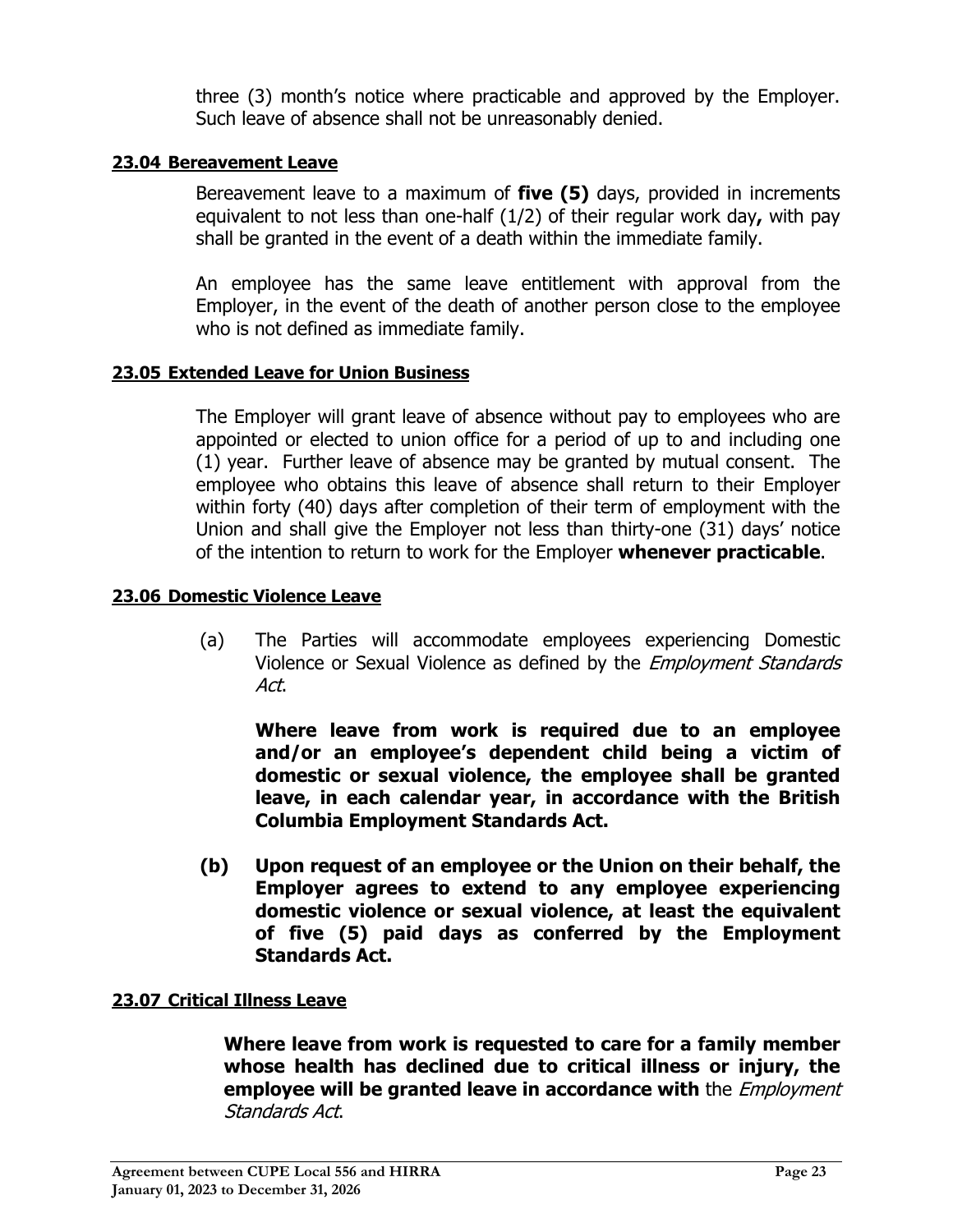three (3) month's notice where practicable and approved by the Employer. Such leave of absence shall not be unreasonably denied.

### 23.04 Bereavement Leave

Bereavement leave to a maximum of **five (5)** days, provided in increments equivalent to not less than one-half (1/2) of their regular work day**,** with pay shall be granted in the event of a death within the immediate family.

An employee has the same leave entitlement with approval from the Employer, in the event of the death of another person close to the employee who is not defined as immediate family.

### 23.05 Extended Leave for Union Business

The Employer will grant leave of absence without pay to employees who are appointed or elected to union office for a period of up to and including one (1) year. Further leave of absence may be granted by mutual consent. The employee who obtains this leave of absence shall return to their Employer within forty (40) days after completion of their term of employment with the Union and shall give the Employer not less than thirty-one (31) days' notice of the intention to return to work for the Employer **whenever practicable**.

### 23.06 Domestic Violence Leave

(a) The Parties will accommodate employees experiencing Domestic Violence or Sexual Violence as defined by the *Employment Standards Act*.

**Where leave from work is required due to an employee and/or an employee's dependent child being a victim of domestic or sexual violence, the employee shall be granted leave, in each calendar year, in accordance with the British Columbia Employment Standards Act.**

**(b) Upon request of an employee or the Union on their behalf, the Employer agrees to extend to any employee experiencing domestic violence or sexual violence, at least the equivalent of five (5) paid days as conferred by the Employment Standards Act.**

### 23.07 Critical Illness Leave

**Where leave from work is requested to care for a family member whose health has declined due to critical illness or injury, the employee will be granted leave in accordance with** the *Employment Standards Act*.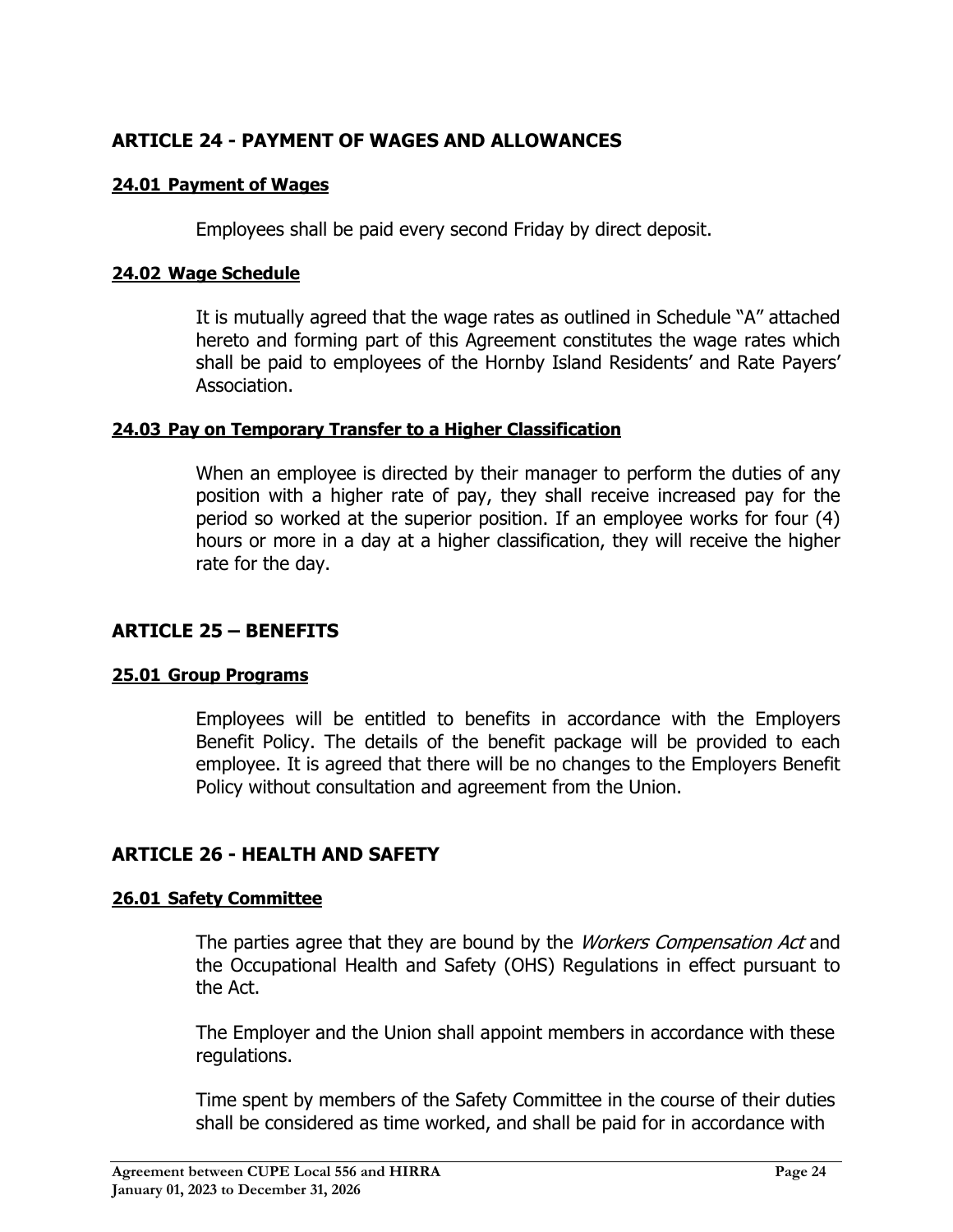## ARTICLE 24 - PAYMENT OF WAGES AND ALLOWANCES

### 24.01 Payment of Wages

Employees shall be paid every second Friday by direct deposit.

### 24.02 Wage Schedule

It is mutually agreed that the wage rates as outlined in Schedule "A" attached hereto and forming part of this Agreement constitutes the wage rates which shall be paid to employees of the Hornby Island Residents' and Rate Payers' Association.

### 24.03 Pay on Temporary Transfer to a Higher Classification

When an employee is directed by their manager to perform the duties of any position with a higher rate of pay, they shall receive increased pay for the period so worked at the superior position. If an employee works for four (4) hours or more in a day at a higher classification, they will receive the higher rate for the day.

## ARTICLE 25 – BENEFITS

### 25.01 Group Programs

Employees will be entitled to benefits in accordance with the Employers Benefit Policy. The details of the benefit package will be provided to each employee. It is agreed that there will be no changes to the Employers Benefit Policy without consultation and agreement from the Union.

## ARTICLE 26 - HEALTH AND SAFETY

### 26.01 Safety Committee

The parties agree that they are bound by the *Workers Compensation Act* and the Occupational Health and Safety (OHS) Regulations in effect pursuant to the Act.

The Employer and the Union shall appoint members in accordance with these regulations.

Time spent by members of the Safety Committee in the course of their duties shall be considered as time worked, and shall be paid for in accordance with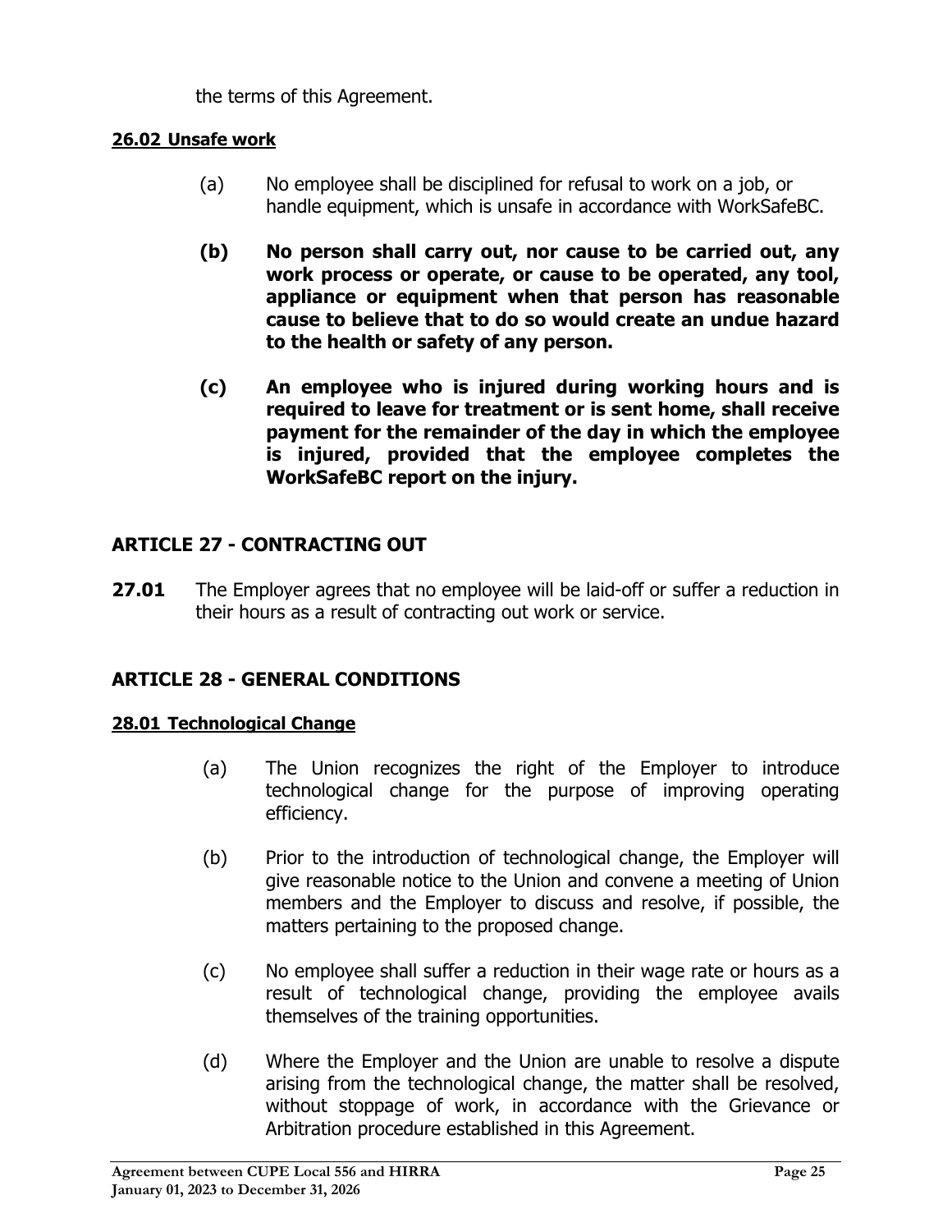the terms of this Agreement.

**26.02 Unsafe work**

(a) No employee shall be disciplined for refusal to work on a job, or handle equipment, which is unsafe in accordance with WorkSafeBC.

**(b) No person shall carry out, nor cause to be carried out, any work process or operate, or cause to be operated, any tool, appliance or equipment when that person has reasonable cause to believe that to do so would create an undue hazard to the health or safety of any person.**

**(c) An employee who is injured during working hours and is required to leave for treatment or is sent home, shall receive payment for the remainder of the day in which the employee is injured, provided that the employee completes the WorkSafeBC report on the injury.**

## ARTICLE 27 - CONTRACTING OUT

**27.01** The Employer agrees that no employee will be laid-off or suffer a reduction in their hours as a result of contracting out work or service.

## ARTICLE 28 - GENERAL CONDITIONS

**28.01 Technological Change**

(a) The Union recognizes the right of the Employer to introduce technological change for the purpose of improving operating efficiency.

(b) Prior to the introduction of technological change, the Employer will give reasonable notice to the Union and convene a meeting of Union members and the Employer to discuss and resolve, if possible, the matters pertaining to the proposed change.

(c) No employee shall suffer a reduction in their wage rate or hours as a result of technological change, providing the employee avails themselves of the training opportunities.

(d) Where the Employer and the Union are unable to resolve a dispute arising from the technological change, the matter shall be resolved, without stoppage of work, in accordance with the Grievance or Arbitration procedure established in this Agreement.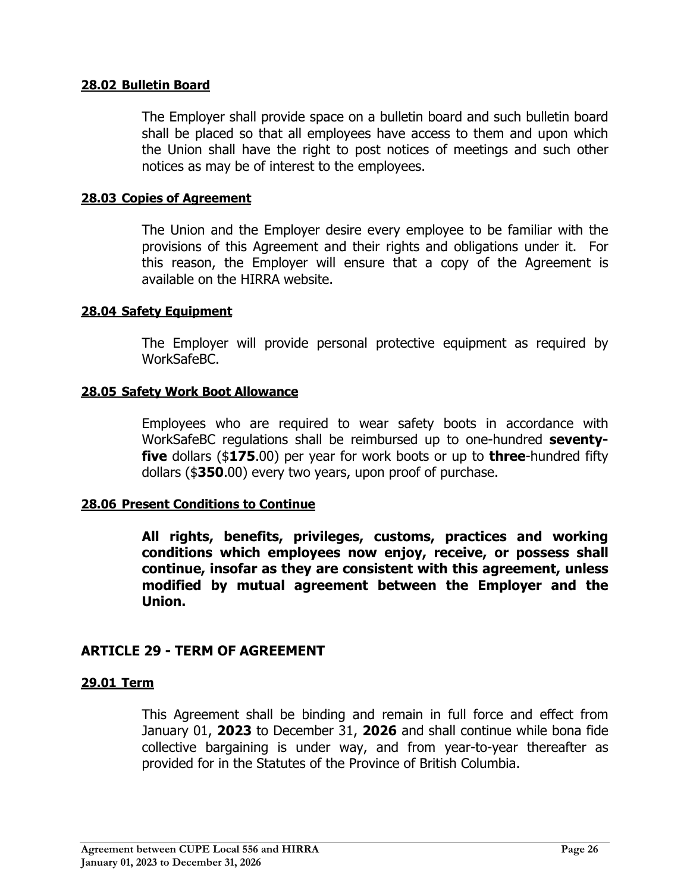**28.02 Bulletin Board**

The Employer shall provide space on a bulletin board and such bulletin board shall be placed so that all employees have access to them and upon which the Union shall have the right to post notices of meetings and such other notices as may be of interest to the employees.

**28.03 Copies of Agreement**

The Union and the Employer desire every employee to be familiar with the provisions of this Agreement and their rights and obligations under it. For this reason, the Employer will ensure that a copy of the Agreement is available on the HIRRA website.

**28.04 Safety Equipment**

The Employer will provide personal protective equipment as required by WorkSafeBC.

**28.05 Safety Work Boot Allowance**

Employees who are required to wear safety boots in accordance with WorkSafeBC regulations shall be reimbursed up to one-hundred **seventy-five** dollars ($**175**.00) per year for work boots or up to **three**-hundred fifty dollars ($**350**.00) every two years, upon proof of purchase.

**28.06 Present Conditions to Continue**

**All rights, benefits, privileges, customs, practices and working conditions which employees now enjoy, receive, or possess shall continue, insofar as they are consistent with this agreement, unless modified by mutual agreement between the Employer and the Union.**

## ARTICLE 29 - TERM OF AGREEMENT

**29.01 Term**

This Agreement shall be binding and remain in full force and effect from January 01, **2023** to December 31, **2026** and shall continue while bona fide collective bargaining is under way, and from year-to-year thereafter as provided for in the Statutes of the Province of British Columbia.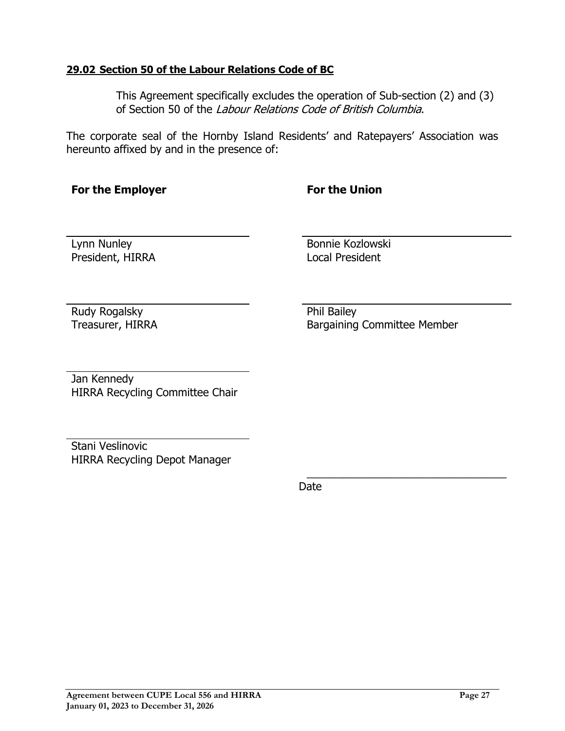**29.02 Section 50 of the Labour Relations Code of BC**

This Agreement specifically excludes the operation of Sub-section (2) and (3) of Section 50 of the *Labour Relations Code of British Columbia*.

The corporate seal of the Hornby Island Residents' and Ratepayers' Association was hereunto affixed by and in the presence of:

| **For the Employer** | **For the Union** |
|---|---|
| \_\_\_\_\_\_\_\_\_\_\_\_\_\_\_\_\_\_\_\_\_\_\_\_\_\_ | \_\_\_\_\_\_\_\_\_\_\_\_\_\_\_\_\_\_\_\_\_\_\_\_\_\_ |
| Lynn Nunley<br>President, HIRRA | Bonnie Kozlowski<br>Local President |
| \_\_\_\_\_\_\_\_\_\_\_\_\_\_\_\_\_\_\_\_\_\_\_\_\_\_ | \_\_\_\_\_\_\_\_\_\_\_\_\_\_\_\_\_\_\_\_\_\_\_\_\_\_ |
| Rudy Rogalsky<br>Treasurer, HIRRA | Phil Bailey<br>Bargaining Committee Member |
| \_\_\_\_\_\_\_\_\_\_\_\_\_\_\_\_\_\_\_\_\_\_\_\_\_\_ | |
| Jan Kennedy<br>HIRRA Recycling Committee Chair | |
| \_\_\_\_\_\_\_\_\_\_\_\_\_\_\_\_\_\_\_\_\_\_\_\_\_\_ | |
| Stani Veslinovic<br>HIRRA Recycling Depot Manager | \_\_\_\_\_\_\_\_\_\_\_\_\_\_\_\_\_\_\_\_\_\_\_\_\_\_<br>Date |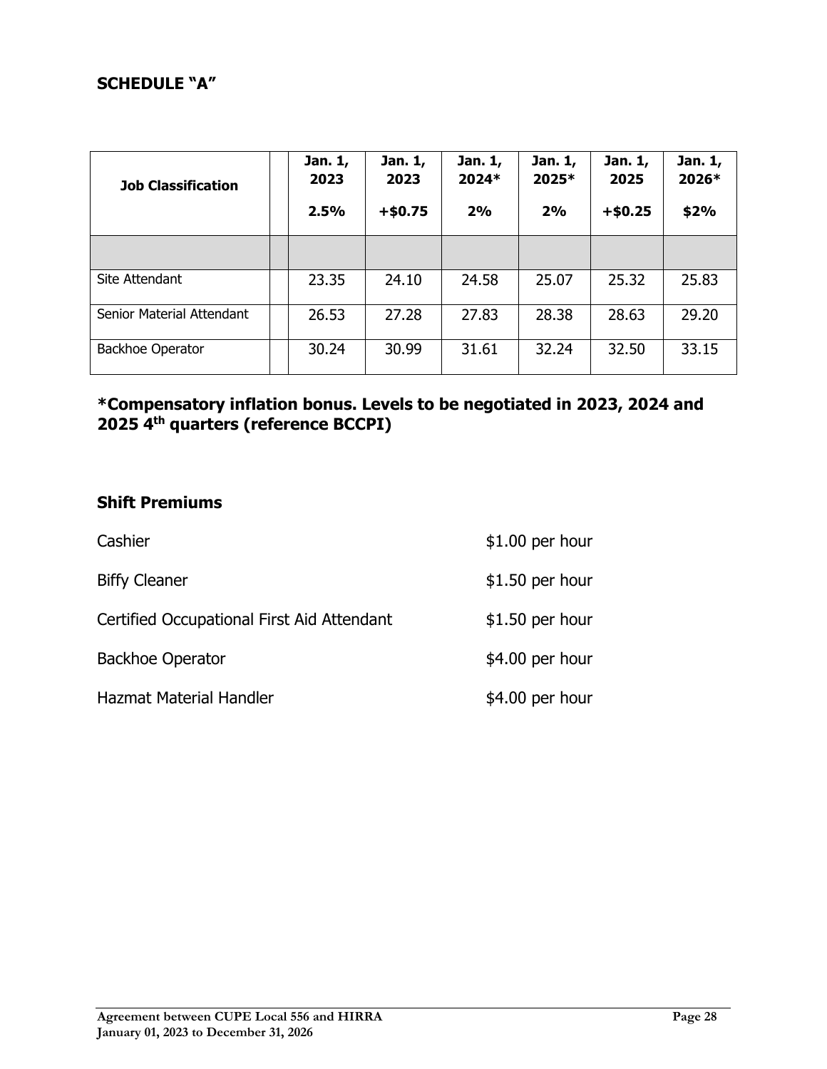## SCHEDULE "A"

| Job Classification | | Jan. 1, 2023 2.5% | Jan. 1, 2023 +$0.75 | Jan. 1, 2024* 2% | Jan. 1, 2025* 2% | Jan. 1, 2025 +$0.25 | Jan. 1, 2026* $2% |
|---|---|---|---|---|---|---|---|
| | | | | | | | |
| Site Attendant | | 23.35 | 24.10 | 24.58 | 25.07 | 25.32 | 25.83 |
| Senior Material Attendant | | 26.53 | 27.28 | 27.83 | 28.38 | 28.63 | 29.20 |
| Backhoe Operator | | 30.24 | 30.99 | 31.61 | 32.24 | 32.50 | 33.15 |

**\*Compensatory inflation bonus. Levels to be negotiated in 2023, 2024 and 2025 4th quarters (reference BCCPI)**

### Shift Premiums

| | |
|---|---|
| Cashier | $1.00 per hour |
| Biffy Cleaner | $1.50 per hour |
| Certified Occupational First Aid Attendant | $1.50 per hour |
| Backhoe Operator | $4.00 per hour |
| Hazmat Material Handler | $4.00 per hour |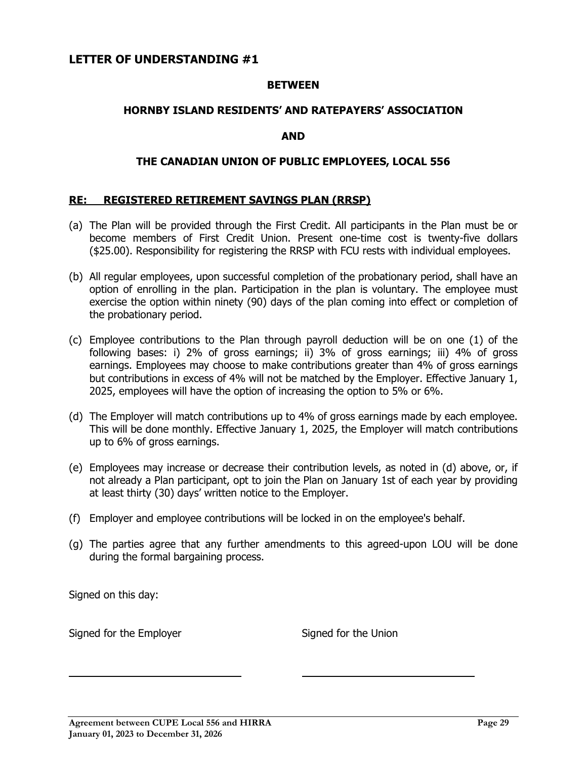## LETTER OF UNDERSTANDING #1

**BETWEEN**

**HORNBY ISLAND RESIDENTS' AND RATEPAYERS' ASSOCIATION**

**AND**

**THE CANADIAN UNION OF PUBLIC EMPLOYEES, LOCAL 556**

**<u>RE: REGISTERED RETIREMENT SAVINGS PLAN (RRSP)</u>**

(a) The Plan will be provided through the First Credit. All participants in the Plan must be or become members of First Credit Union. Present one-time cost is twenty-five dollars ($25.00). Responsibility for registering the RRSP with FCU rests with individual employees.

(b) All regular employees, upon successful completion of the probationary period, shall have an option of enrolling in the plan. Participation in the plan is voluntary. The employee must exercise the option within ninety (90) days of the plan coming into effect or completion of the probationary period.

(c) Employee contributions to the Plan through payroll deduction will be on one (1) of the following bases: i) 2% of gross earnings; ii) 3% of gross earnings; iii) 4% of gross earnings. Employees may choose to make contributions greater than 4% of gross earnings but contributions in excess of 4% will not be matched by the Employer. Effective January 1, 2025, employees will have the option of increasing the option to 5% or 6%.

(d) The Employer will match contributions up to 4% of gross earnings made by each employee. This will be done monthly. Effective January 1, 2025, the Employer will match contributions up to 6% of gross earnings.

(e) Employees may increase or decrease their contribution levels, as noted in (d) above, or, if not already a Plan participant, opt to join the Plan on January 1st of each year by providing at least thirty (30) days' written notice to the Employer.

(f) Employer and employee contributions will be locked in on the employee's behalf.

(g) The parties agree that any further amendments to this agreed-upon LOU will be done during the formal bargaining process.

Signed on this day:

Signed for the Employer

\_\_\_\_\_\_\_\_\_\_\_\_\_\_\_\_\_\_\_\_\_\_\_\_\_\_\_\_

Signed for the Union

\_\_\_\_\_\_\_\_\_\_\_\_\_\_\_\_\_\_\_\_\_\_\_\_\_\_\_\_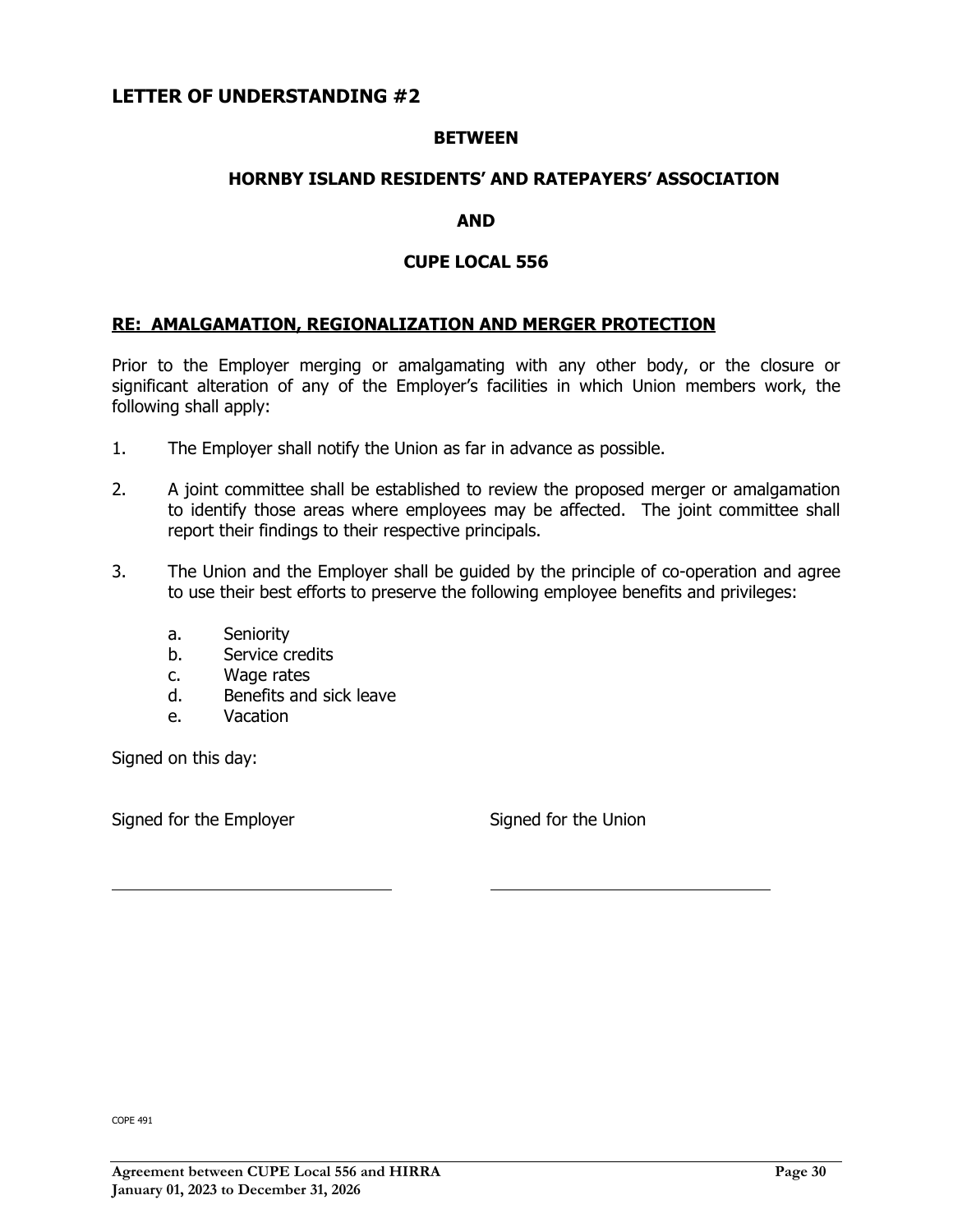## LETTER OF UNDERSTANDING #2

**BETWEEN**

**HORNBY ISLAND RESIDENTS' AND RATEPAYERS' ASSOCIATION**

**AND**

**CUPE LOCAL 556**

**RE: AMALGAMATION, REGIONALIZATION AND MERGER PROTECTION**

Prior to the Employer merging or amalgamating with any other body, or the closure or significant alteration of any of the Employer's facilities in which Union members work, the following shall apply:

1. The Employer shall notify the Union as far in advance as possible.

2. A joint committee shall be established to review the proposed merger or amalgamation to identify those areas where employees may be affected. The joint committee shall report their findings to their respective principals.

3. The Union and the Employer shall be guided by the principle of co-operation and agree to use their best efforts to preserve the following employee benefits and privileges:

    a. Seniority
    b. Service credits
    c. Wage rates
    d. Benefits and sick leave
    e. Vacation

Signed on this day:

Signed for the Employer ______________________

Signed for the Union ______________________

COPE 491